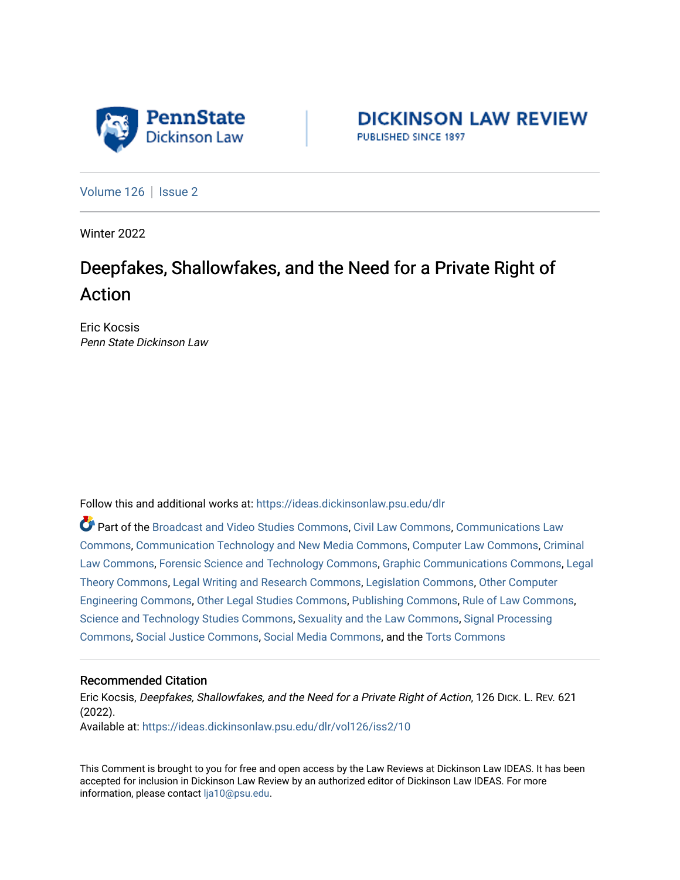PennState Dickinson Law

DICKINSON LAW REVIEW
PUBLISHED SINCE 1897

Volume 126 | Issue 2

Winter 2022

# Deepfakes, Shallowfakes, and the Need for a Private Right of Action

Eric Kocsis
*Penn State Dickinson Law*

Follow this and additional works at: https://ideas.dickinsonlaw.psu.edu/dlr

Part of the Broadcast and Video Studies Commons, Civil Law Commons, Communications Law Commons, Communication Technology and New Media Commons, Computer Law Commons, Criminal Law Commons, Forensic Science and Technology Commons, Graphic Communications Commons, Legal Theory Commons, Legal Writing and Research Commons, Legislation Commons, Other Computer Engineering Commons, Other Legal Studies Commons, Publishing Commons, Rule of Law Commons, Science and Technology Studies Commons, Sexuality and the Law Commons, Signal Processing Commons, Social Justice Commons, Social Media Commons, and the Torts Commons

## Recommended Citation

Eric Kocsis, *Deepfakes, Shallowfakes, and the Need for a Private Right of Action*, 126 DICK. L. REV. 621 (2022).
Available at: https://ideas.dickinsonlaw.psu.edu/dlr/vol126/iss2/10

This Comment is brought to you for free and open access by the Law Reviews at Dickinson Law IDEAS. It has been accepted for inclusion in Dickinson Law Review by an authorized editor of Dickinson Law IDEAS. For more information, please contact lja10@psu.edu.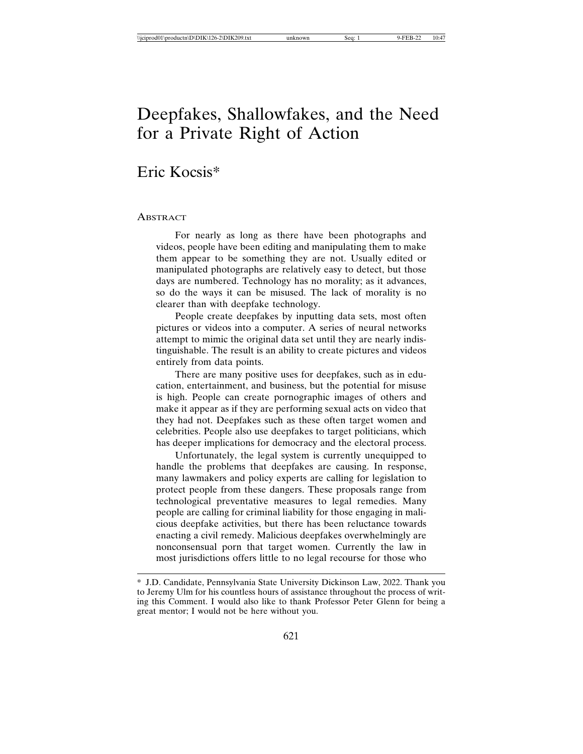# Deepfakes, Shallowfakes, and the Need for a Private Right of Action

## Eric Kocsis*

### Abstract

For nearly as long as there have been photographs and videos, people have been editing and manipulating them to make them appear to be something they are not. Usually edited or manipulated photographs are relatively easy to detect, but those days are numbered. Technology has no morality; as it advances, so do the ways it can be misused. The lack of morality is no clearer than with deepfake technology.

People create deepfakes by inputting data sets, most often pictures or videos into a computer. A series of neural networks attempt to mimic the original data set until they are nearly indistinguishable. The result is an ability to create pictures and videos entirely from data points.

There are many positive uses for deepfakes, such as in education, entertainment, and business, but the potential for misuse is high. People can create pornographic images of others and make it appear as if they are performing sexual acts on video that they had not. Deepfakes such as these often target women and celebrities. People also use deepfakes to target politicians, which has deeper implications for democracy and the electoral process.

Unfortunately, the legal system is currently unequipped to handle the problems that deepfakes are causing. In response, many lawmakers and policy experts are calling for legislation to protect people from these dangers. These proposals range from technological preventative measures to legal remedies. Many people are calling for criminal liability for those engaging in malicious deepfake activities, but there has been reluctance towards enacting a civil remedy. Malicious deepfakes overwhelmingly are nonconsensual porn that target women. Currently the law in most jurisdictions offers little to no legal recourse for those who

---

\* J.D. Candidate, Pennsylvania State University Dickinson Law, 2022. Thank you to Jeremy Ulm for his countless hours of assistance throughout the process of writing this Comment. I would also like to thank Professor Peter Glenn for being a great mentor; I would not be here without you.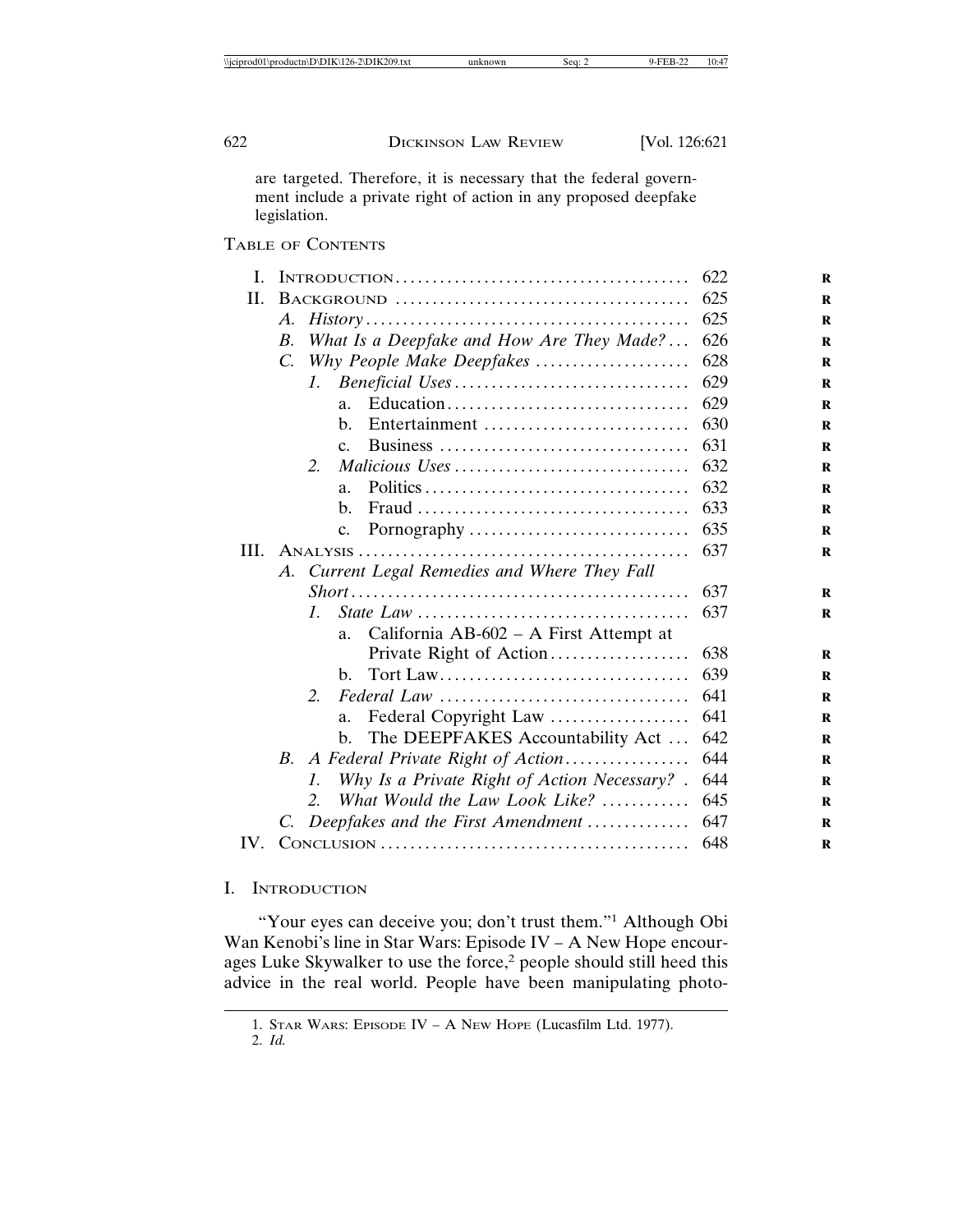are targeted. Therefore, it is necessary that the federal government include a private right of action in any proposed deepfake legislation.

## Table of Contents

- I. Introduction .......... 622
- II. Background .......... 625
  - A. *History* .......... 625
  - B. *What Is a Deepfake and How Are They Made?* .......... 626
  - C. *Why People Make Deepfakes* .......... 628
    - 1. *Beneficial Uses* .......... 629
      - a. Education .......... 629
      - b. Entertainment .......... 630
      - c. Business .......... 631
    - 2. *Malicious Uses* .......... 632
      - a. Politics .......... 632
      - b. Fraud .......... 633
      - c. Pornography .......... 635
- III. Analysis .......... 637
  - A. *Current Legal Remedies and Where They Fall Short* .......... 637
    - 1. *State Law* .......... 637
      - a. California AB-602 – A First Attempt at Private Right of Action .......... 638
      - b. Tort Law .......... 639
    - 2. *Federal Law* .......... 641
      - a. Federal Copyright Law .......... 641
      - b. The DEEPFAKES Accountability Act .......... 642
  - B. *A Federal Private Right of Action* .......... 644
    - 1. *Why Is a Private Right of Action Necessary?* .......... 644
    - 2. *What Would the Law Look Like?* .......... 645
  - C. *Deepfakes and the First Amendment* .......... 647
- IV. Conclusion .......... 648

## I. Introduction

"Your eyes can deceive you; don't trust them."[1] Although Obi Wan Kenobi's line in Star Wars: Episode IV – A New Hope encourages Luke Skywalker to use the force,[2] people should still heed this advice in the real world. People have been manipulating photo-

---

1. Star Wars: Episode IV – A New Hope (Lucasfilm Ltd. 1977).
2. *Id.*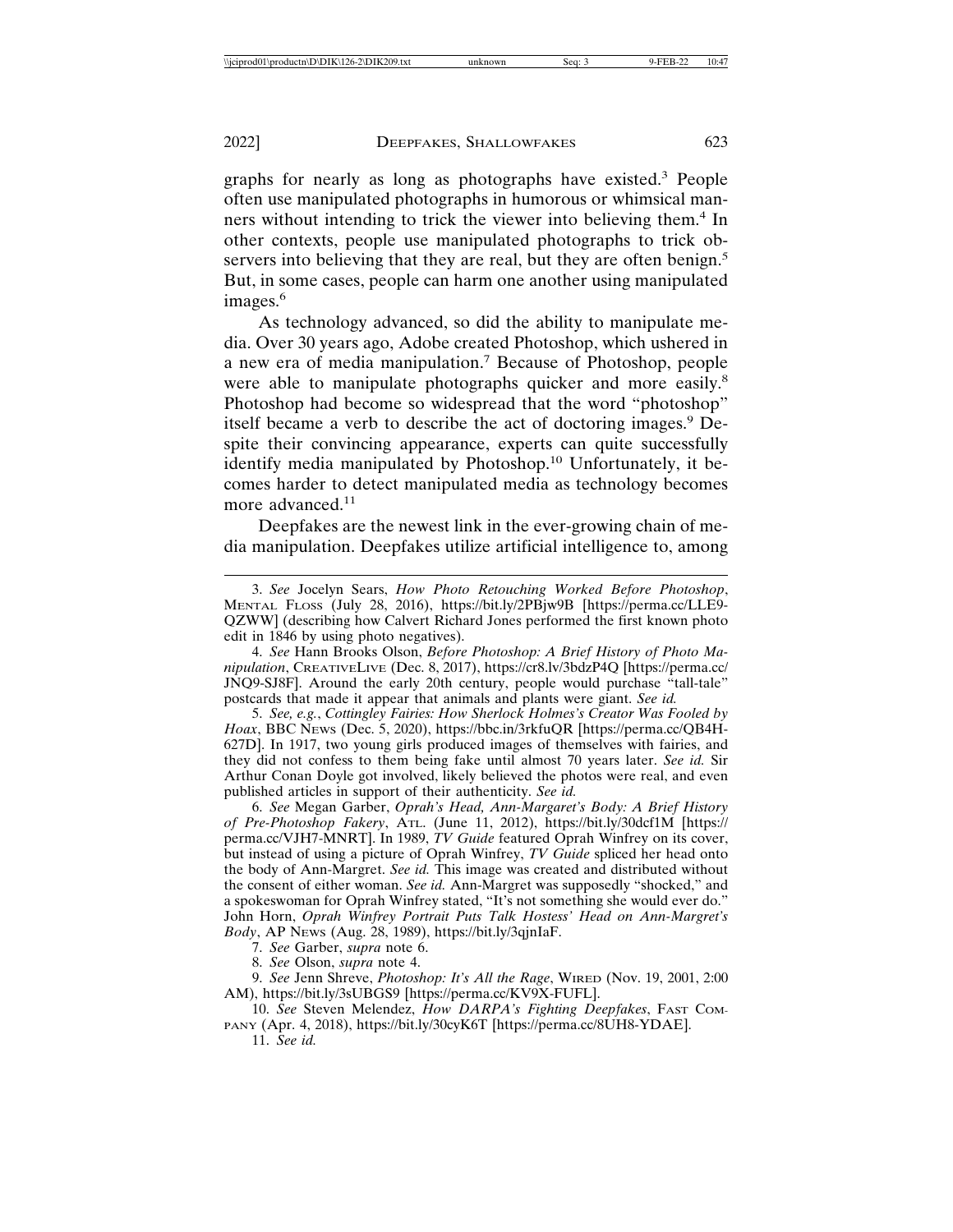graphs for nearly as long as photographs have existed.[3] People often use manipulated photographs in humorous or whimsical manners without intending to trick the viewer into believing them.[4] In other contexts, people use manipulated photographs to trick observers into believing that they are real, but they are often benign.[5] But, in some cases, people can harm one another using manipulated images.[6]

As technology advanced, so did the ability to manipulate media. Over 30 years ago, Adobe created Photoshop, which ushered in a new era of media manipulation.[7] Because of Photoshop, people were able to manipulate photographs quicker and more easily.[8] Photoshop had become so widespread that the word "photoshop" itself became a verb to describe the act of doctoring images.[9] Despite their convincing appearance, experts can quite successfully identify media manipulated by Photoshop.[10] Unfortunately, it becomes harder to detect manipulated media as technology becomes more advanced.[11]

Deepfakes are the newest link in the ever-growing chain of media manipulation. Deepfakes utilize artificial intelligence to, among

---

3. *See* Jocelyn Sears, *How Photo Retouching Worked Before Photoshop*, MENTAL FLOSS (July 28, 2016), https://bit.ly/2PBjw9B [https://perma.cc/LLE9-QZWW] (describing how Calvert Richard Jones performed the first known photo edit in 1846 by using photo negatives).

4. *See* Hann Brooks Olson, *Before Photoshop: A Brief History of Photo Manipulation*, CREATIVELIVE (Dec. 8, 2017), https://cr8.lv/3bdzP4Q [https://perma.cc/JNQ9-SJ8F]. Around the early 20th century, people would purchase "tall-tale" postcards that made it appear that animals and plants were giant. *See id.*

5. *See, e.g.*, *Cottingley Fairies: How Sherlock Holmes's Creator Was Fooled by Hoax*, BBC NEWS (Dec. 5, 2020), https://bbc.in/3rkfuQR [https://perma.cc/QB4H-627D]. In 1917, two young girls produced images of themselves with fairies, and they did not confess to them being fake until almost 70 years later. *See id.* Sir Arthur Conan Doyle got involved, likely believed the photos were real, and even published articles in support of their authenticity. *See id.*

6. *See* Megan Garber, *Oprah's Head, Ann-Margaret's Body: A Brief History of Pre-Photoshop Fakery*, ATL. (June 11, 2012), https://bit.ly/30dcf1M [https://perma.cc/VJH7-MNRT]. In 1989, *TV Guide* featured Oprah Winfrey on its cover, but instead of using a picture of Oprah Winfrey, *TV Guide* spliced her head onto the body of Ann-Margret. *See id.* This image was created and distributed without the consent of either woman. *See id.* Ann-Margret was supposedly "shocked," and a spokeswoman for Oprah Winfrey stated, "It's not something she would ever do." John Horn, *Oprah Winfrey Portrait Puts Talk Hostess' Head on Ann-Margret's Body*, AP NEWS (Aug. 28, 1989), https://bit.ly/3qjnIaF.

7. *See* Garber, *supra* note 6.

8. *See* Olson, *supra* note 4.

9. *See* Jenn Shreve, *Photoshop: It's All the Rage*, WIRED (Nov. 19, 2001, 2:00 AM), https://bit.ly/3sUBGS9 [https://perma.cc/KV9X-FUFL].

10. *See* Steven Melendez, *How DARPA's Fighting Deepfakes*, FAST COMPANY (Apr. 4, 2018), https://bit.ly/30cyK6T [https://perma.cc/8UH8-YDAE].

11. *See id.*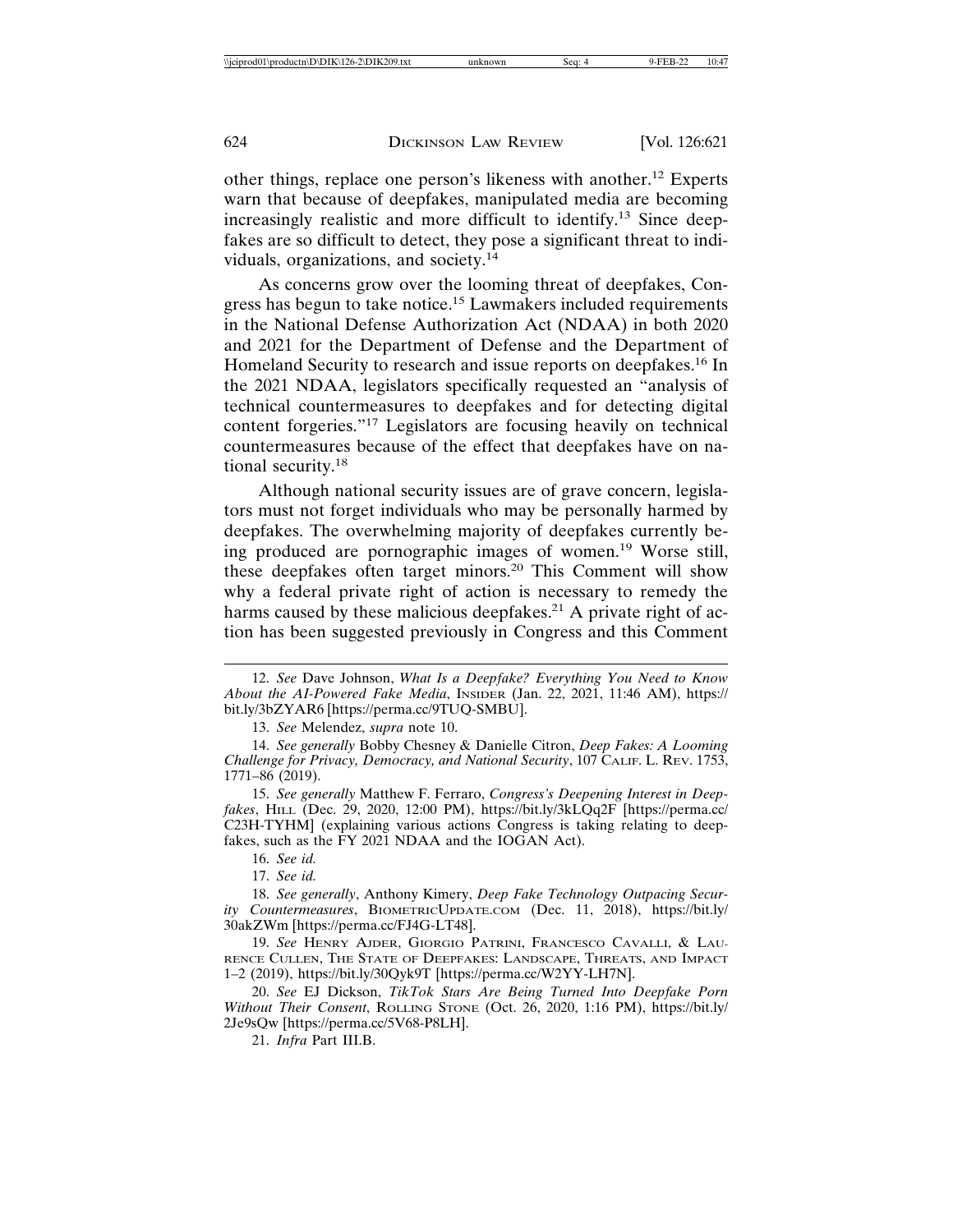other things, replace one person's likeness with another.[12] Experts warn that because of deepfakes, manipulated media are becoming increasingly realistic and more difficult to identify.[13] Since deepfakes are so difficult to detect, they pose a significant threat to individuals, organizations, and society.[14]

As concerns grow over the looming threat of deepfakes, Congress has begun to take notice.[15] Lawmakers included requirements in the National Defense Authorization Act (NDAA) in both 2020 and 2021 for the Department of Defense and the Department of Homeland Security to research and issue reports on deepfakes.[16] In the 2021 NDAA, legislators specifically requested an "analysis of technical countermeasures to deepfakes and for detecting digital content forgeries."[17] Legislators are focusing heavily on technical countermeasures because of the effect that deepfakes have on national security.[18]

Although national security issues are of grave concern, legislators must not forget individuals who may be personally harmed by deepfakes. The overwhelming majority of deepfakes currently being produced are pornographic images of women.[19] Worse still, these deepfakes often target minors.[20] This Comment will show why a federal private right of action is necessary to remedy the harms caused by these malicious deepfakes.[21] A private right of action has been suggested previously in Congress and this Comment

---

12. *See* Dave Johnson, *What Is a Deepfake? Everything You Need to Know About the AI-Powered Fake Media*, INSIDER (Jan. 22, 2021, 11:46 AM), https://bit.ly/3bZYAR6 [https://perma.cc/9TUQ-SMBU].

13. *See* Melendez, *supra* note 10.

14. *See generally* Bobby Chesney & Danielle Citron, *Deep Fakes: A Looming Challenge for Privacy, Democracy, and National Security*, 107 CALIF. L. REV. 1753, 1771–86 (2019).

15. *See generally* Matthew F. Ferraro, *Congress's Deepening Interest in Deepfakes*, HILL (Dec. 29, 2020, 12:00 PM), https://bit.ly/3kLQq2F [https://perma.cc/C23H-TYHM] (explaining various actions Congress is taking relating to deepfakes, such as the FY 2021 NDAA and the IOGAN Act).

16. *See id.*

17. *See id.*

18. *See generally*, Anthony Kimery, *Deep Fake Technology Outpacing Security Countermeasures*, BIOMETRICUPDATE.COM (Dec. 11, 2018), https://bit.ly/30akZWm [https://perma.cc/FJ4G-LT48].

19. *See* HENRY AJDER, GIORGIO PATRINI, FRANCESCO CAVALLI, & LAURENCE CULLEN, THE STATE OF DEEPFAKES: LANDSCAPE, THREATS, AND IMPACT 1–2 (2019), https://bit.ly/30Qyk9T [https://perma.cc/W2YY-LH7N].

20. *See* EJ Dickson, *TikTok Stars Are Being Turned Into Deepfake Porn Without Their Consent*, ROLLING STONE (Oct. 26, 2020, 1:16 PM), https://bit.ly/2Je9sQw [https://perma.cc/5V68-P8LH].

21. *Infra* Part III.B.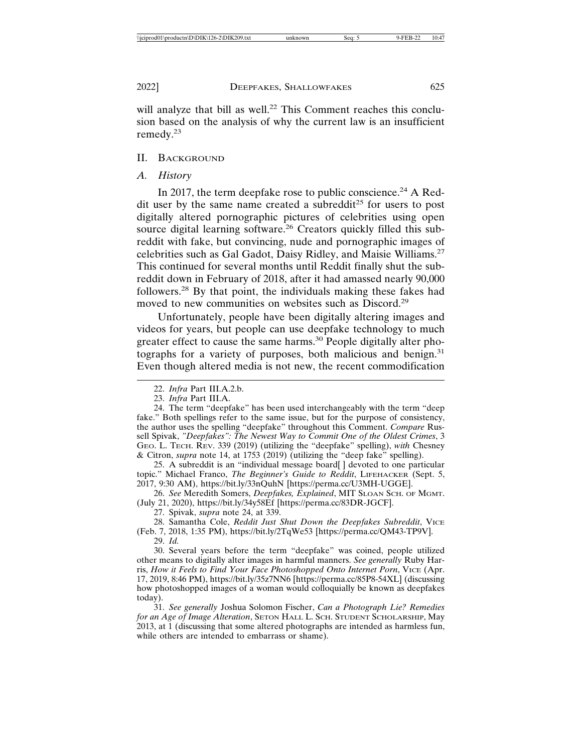will analyze that bill as well.[22] This Comment reaches this conclusion based on the analysis of why the current law is an insufficient remedy.[23]

## II. Background

### A. History

In 2017, the term deepfake rose to public conscience.[24] A Reddit user by the same name created a subreddit[25] for users to post digitally altered pornographic pictures of celebrities using open source digital learning software.[26] Creators quickly filled this subreddit with fake, but convincing, nude and pornographic images of celebrities such as Gal Gadot, Daisy Ridley, and Maisie Williams.[27] This continued for several months until Reddit finally shut the subreddit down in February of 2018, after it had amassed nearly 90,000 followers.[28] By that point, the individuals making these fakes had moved to new communities on websites such as Discord.[29]

Unfortunately, people have been digitally altering images and videos for years, but people can use deepfake technology to much greater effect to cause the same harms.[30] People digitally alter photographs for a variety of purposes, both malicious and benign.[31] Even though altered media is not new, the recent commodification

---

22. *Infra* Part III.A.2.b.

23. *Infra* Part III.A.

24. The term "deepfake" has been used interchangeably with the term "deep fake." Both spellings refer to the same issue, but for the purpose of consistency, the author uses the spelling "deepfake" throughout this Comment. *Compare* Russell Spivak, *"Deepfakes": The Newest Way to Commit One of the Oldest Crimes*, 3 Geo. L. Tech. Rev. 339 (2019) (utilizing the "deepfake" spelling), *with* Chesney & Citron, *supra* note 14, at 1753 (2019) (utilizing the "deep fake" spelling).

25. A subreddit is an "individual message board[ ] devoted to one particular topic." Michael Franco, *The Beginner's Guide to Reddit*, Lifehacker (Sept. 5, 2017, 9:30 AM), https://bit.ly/33nQuhN [https://perma.cc/U3MH-UGGE].

26. *See* Meredith Somers, *Deepfakes, Explained*, MIT Sloan Sch. of Mgmt. (July 21, 2020), https://bit.ly/34y58Ef [https://perma.cc/83DR-JGCF].

27. Spivak, *supra* note 24, at 339.

28. Samantha Cole, *Reddit Just Shut Down the Deepfakes Subreddit*, Vice (Feb. 7, 2018, 1:35 PM), https://bit.ly/2TqWe53 [https://perma.cc/QM43-TP9V].

29. *Id.*

30. Several years before the term "deepfake" was coined, people utilized other means to digitally alter images in harmful manners. *See generally* Ruby Harris, *How it Feels to Find Your Face Photoshopped Onto Internet Porn*, Vice (Apr. 17, 2019, 8:46 PM), https://bit.ly/35z7NN6 [https://perma.cc/85P8-54XL] (discussing how photoshopped images of a woman would colloquially be known as deepfakes today).

31. *See generally* Joshua Solomon Fischer, *Can a Photograph Lie? Remedies for an Age of Image Alteration*, Seton Hall L. Sch. Student Scholarship, May 2013, at 1 (discussing that some altered photographs are intended as harmless fun, while others are intended to embarrass or shame).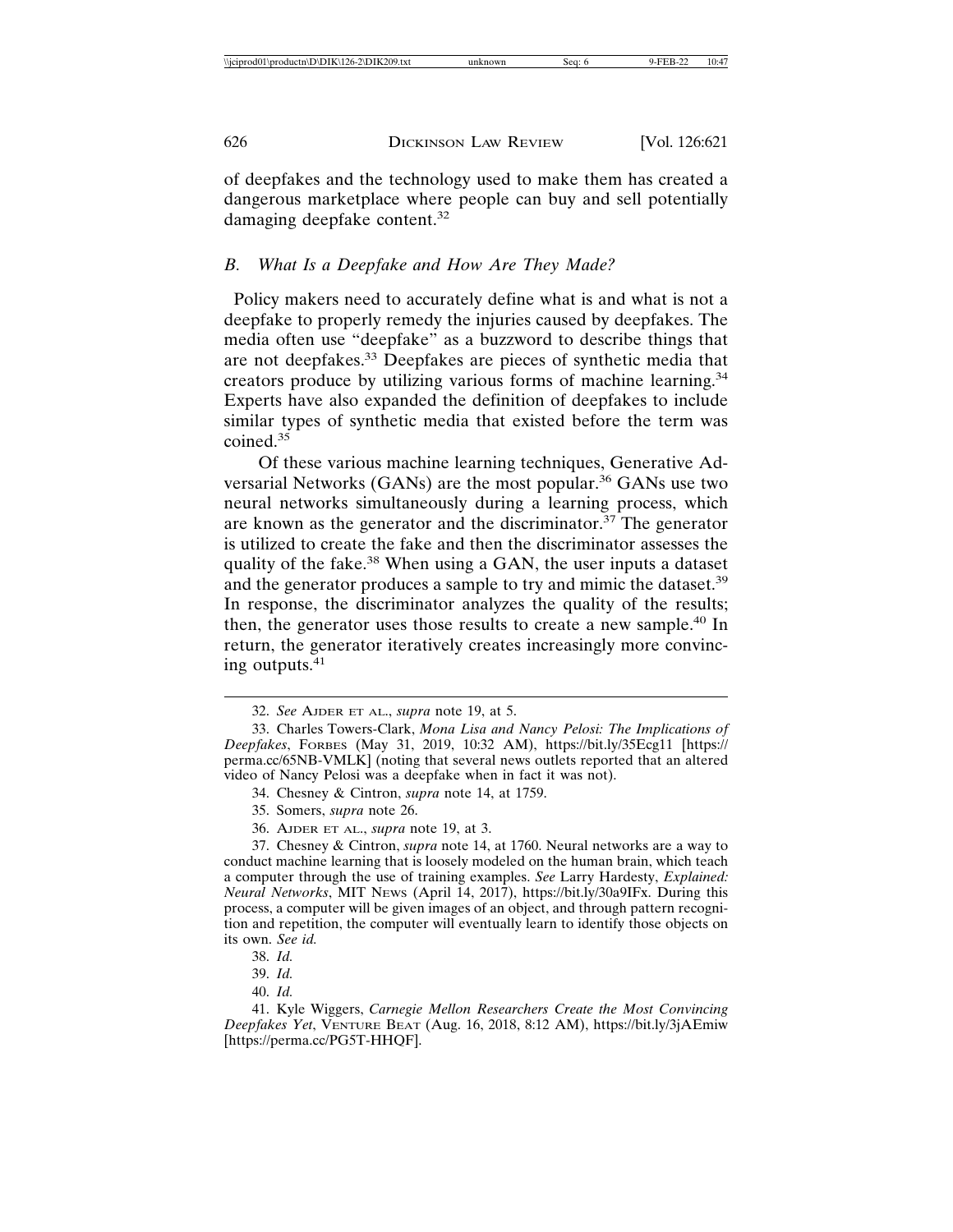of deepfakes and the technology used to make them has created a dangerous marketplace where people can buy and sell potentially damaging deepfake content.[32]

### *B. What Is a Deepfake and How Are They Made?*

Policy makers need to accurately define what is and what is not a deepfake to properly remedy the injuries caused by deepfakes. The media often use "deepfake" as a buzzword to describe things that are not deepfakes.[33] Deepfakes are pieces of synthetic media that creators produce by utilizing various forms of machine learning.[34] Experts have also expanded the definition of deepfakes to include similar types of synthetic media that existed before the term was coined.[35]

Of these various machine learning techniques, Generative Adversarial Networks (GANs) are the most popular.[36] GANs use two neural networks simultaneously during a learning process, which are known as the generator and the discriminator.[37] The generator is utilized to create the fake and then the discriminator assesses the quality of the fake.[38] When using a GAN, the user inputs a dataset and the generator produces a sample to try and mimic the dataset.[39] In response, the discriminator analyzes the quality of the results; then, the generator uses those results to create a new sample.[40] In return, the generator iteratively creates increasingly more convincing outputs.[41]

---

32. *See* AJDER ET AL., *supra* note 19, at 5.

33. Charles Towers-Clark, *Mona Lisa and Nancy Pelosi: The Implications of Deepfakes*, FORBES (May 31, 2019, 10:32 AM), https://bit.ly/35Ecg11 [https://perma.cc/65NB-VMLK] (noting that several news outlets reported that an altered video of Nancy Pelosi was a deepfake when in fact it was not).

34. Chesney & Cintron, *supra* note 14, at 1759.

35. Somers, *supra* note 26.

36. AJDER ET AL., *supra* note 19, at 3.

37. Chesney & Cintron, *supra* note 14, at 1760. Neural networks are a way to conduct machine learning that is loosely modeled on the human brain, which teach a computer through the use of training examples. *See* Larry Hardesty, *Explained: Neural Networks*, MIT NEWS (April 14, 2017), https://bit.ly/30a9IFx. During this process, a computer will be given images of an object, and through pattern recognition and repetition, the computer will eventually learn to identify those objects on its own. *See id.*

38. *Id.*

39. *Id.*

40. *Id.*

41. Kyle Wiggers, *Carnegie Mellon Researchers Create the Most Convincing Deepfakes Yet*, VENTURE BEAT (Aug. 16, 2018, 8:12 AM), https://bit.ly/3jAEmiw [https://perma.cc/PG5T-HHQF].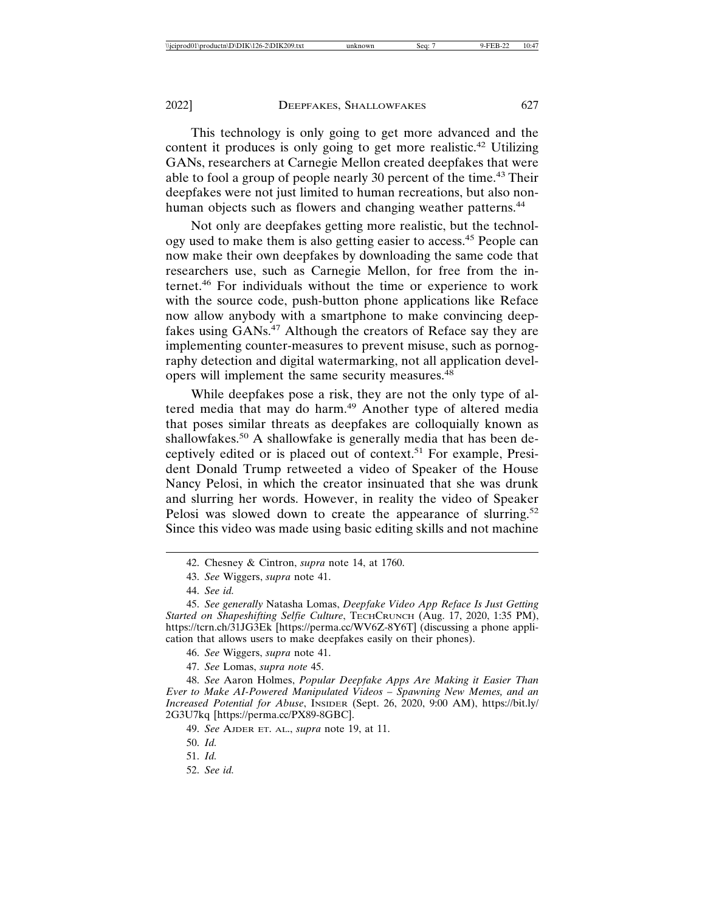This technology is only going to get more advanced and the content it produces is only going to get more realistic.[42] Utilizing GANs, researchers at Carnegie Mellon created deepfakes that were able to fool a group of people nearly 30 percent of the time.[43] Their deepfakes were not just limited to human recreations, but also non-human objects such as flowers and changing weather patterns.[44]

Not only are deepfakes getting more realistic, but the technology used to make them is also getting easier to access.[45] People can now make their own deepfakes by downloading the same code that researchers use, such as Carnegie Mellon, for free from the internet.[46] For individuals without the time or experience to work with the source code, push-button phone applications like Reface now allow anybody with a smartphone to make convincing deepfakes using GANs.[47] Although the creators of Reface say they are implementing counter-measures to prevent misuse, such as pornography detection and digital watermarking, not all application developers will implement the same security measures.[48]

While deepfakes pose a risk, they are not the only type of altered media that may do harm.[49] Another type of altered media that poses similar threats as deepfakes are colloquially known as shallowfakes.[50] A shallowfake is generally media that has been deceptively edited or is placed out of context.[51] For example, President Donald Trump retweeted a video of Speaker of the House Nancy Pelosi, in which the creator insinuated that she was drunk and slurring her words. However, in reality the video of Speaker Pelosi was slowed down to create the appearance of slurring.[52] Since this video was made using basic editing skills and not machine

---

42. Chesney & Cintron, *supra* note 14, at 1760.

43. *See* Wiggers, *supra* note 41.

44. *See id.*

45. *See generally* Natasha Lomas, *Deepfake Video App Reface Is Just Getting Started on Shapeshifting Selfie Culture*, TECHCRUNCH (Aug. 17, 2020, 1:35 PM), https://tcrn.ch/31JG3Ek [https://perma.cc/WV6Z-8Y6T] (discussing a phone application that allows users to make deepfakes easily on their phones).

46. *See* Wiggers, *supra* note 41.

47. *See* Lomas, *supra note* 45.

48. *See* Aaron Holmes, *Popular Deepfake Apps Are Making it Easier Than Ever to Make AI-Powered Manipulated Videos – Spawning New Memes, and an Increased Potential for Abuse*, INSIDER (Sept. 26, 2020, 9:00 AM), https://bit.ly/2G3U7kq [https://perma.cc/PX89-8GBC].

49. *See* AJDER ET. AL., *supra* note 19, at 11.

50. *Id.*

51. *Id.*

52. *See id.*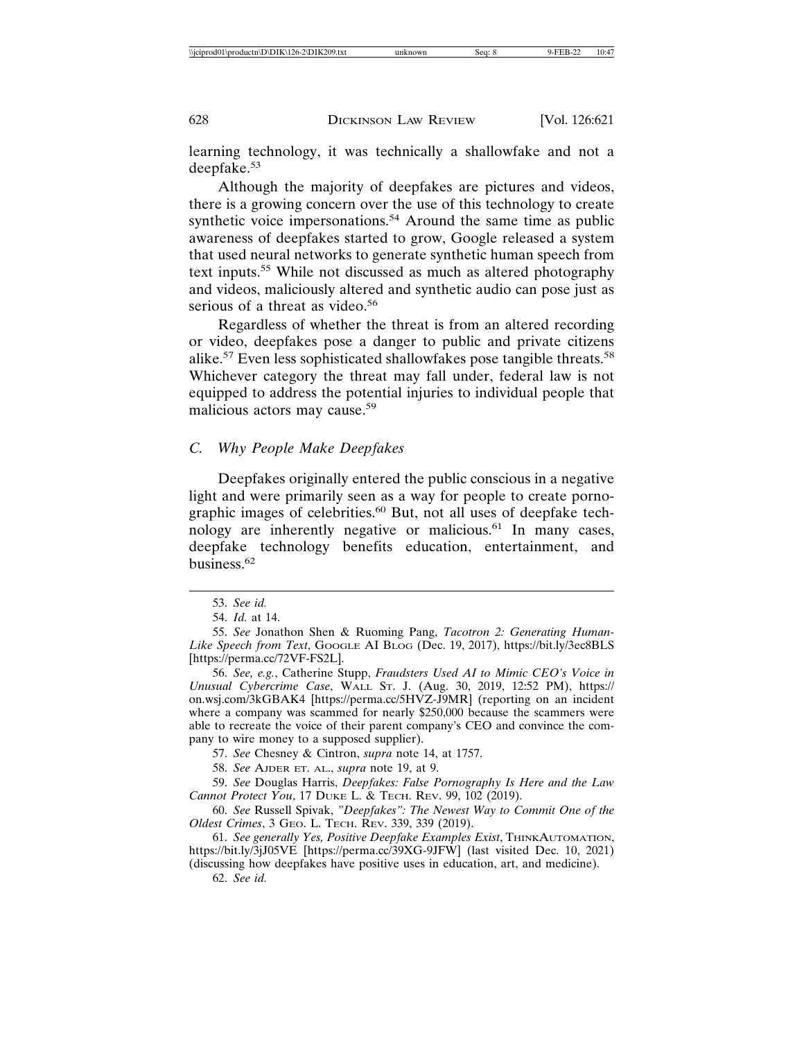learning technology, it was technically a shallowfake and not a deepfake.[53]

Although the majority of deepfakes are pictures and videos, there is a growing concern over the use of this technology to create synthetic voice impersonations.[54] Around the same time as public awareness of deepfakes started to grow, Google released a system that used neural networks to generate synthetic human speech from text inputs.[55] While not discussed as much as altered photography and videos, maliciously altered and synthetic audio can pose just as serious of a threat as video.[56]

Regardless of whether the threat is from an altered recording or video, deepfakes pose a danger to public and private citizens alike.[57] Even less sophisticated shallowfakes pose tangible threats.[58] Whichever category the threat may fall under, federal law is not equipped to address the potential injuries to individual people that malicious actors may cause.[59]

### *C. Why People Make Deepfakes*

Deepfakes originally entered the public conscious in a negative light and were primarily seen as a way for people to create pornographic images of celebrities.[60] But, not all uses of deepfake technology are inherently negative or malicious.[61] In many cases, deepfake technology benefits education, entertainment, and business.[62]

---

53. *See id.*

54. *Id.* at 14.

55. *See* Jonathon Shen & Ruoming Pang, *Tacotron 2: Generating Human-Like Speech from Text*, GOOGLE AI BLOG (Dec. 19, 2017), https://bit.ly/3ec8BLS [https://perma.cc/72VF-FS2L].

56. *See, e.g.*, Catherine Stupp, *Fraudsters Used AI to Mimic CEO's Voice in Unusual Cybercrime Case*, WALL ST. J. (Aug. 30, 2019, 12:52 PM), https://on.wsj.com/3kGBAK4 [https://perma.cc/5HVZ-J9MR] (reporting on an incident where a company was scammed for nearly $250,000 because the scammers were able to recreate the voice of their parent company's CEO and convince the company to wire money to a supposed supplier).

57. *See* Chesney & Cintron, *supra* note 14, at 1757.

58. *See* AJDER ET. AL., *supra* note 19, at 9.

59. *See* Douglas Harris, *Deepfakes: False Pornography Is Here and the Law Cannot Protect You*, 17 DUKE L. & TECH. REV. 99, 102 (2019).

60. *See* Russell Spivak, *"Deepfakes": The Newest Way to Commit One of the Oldest Crimes*, 3 GEO. L. TECH. REV. 339, 339 (2019).

61. *See generally Yes, Positive Deepfake Examples Exist*, THINKAUTOMATION, https://bit.ly/3jJ05VE [https://perma.cc/39XG-9JFW] (last visited Dec. 10, 2021) (discussing how deepfakes have positive uses in education, art, and medicine).

62. *See id.*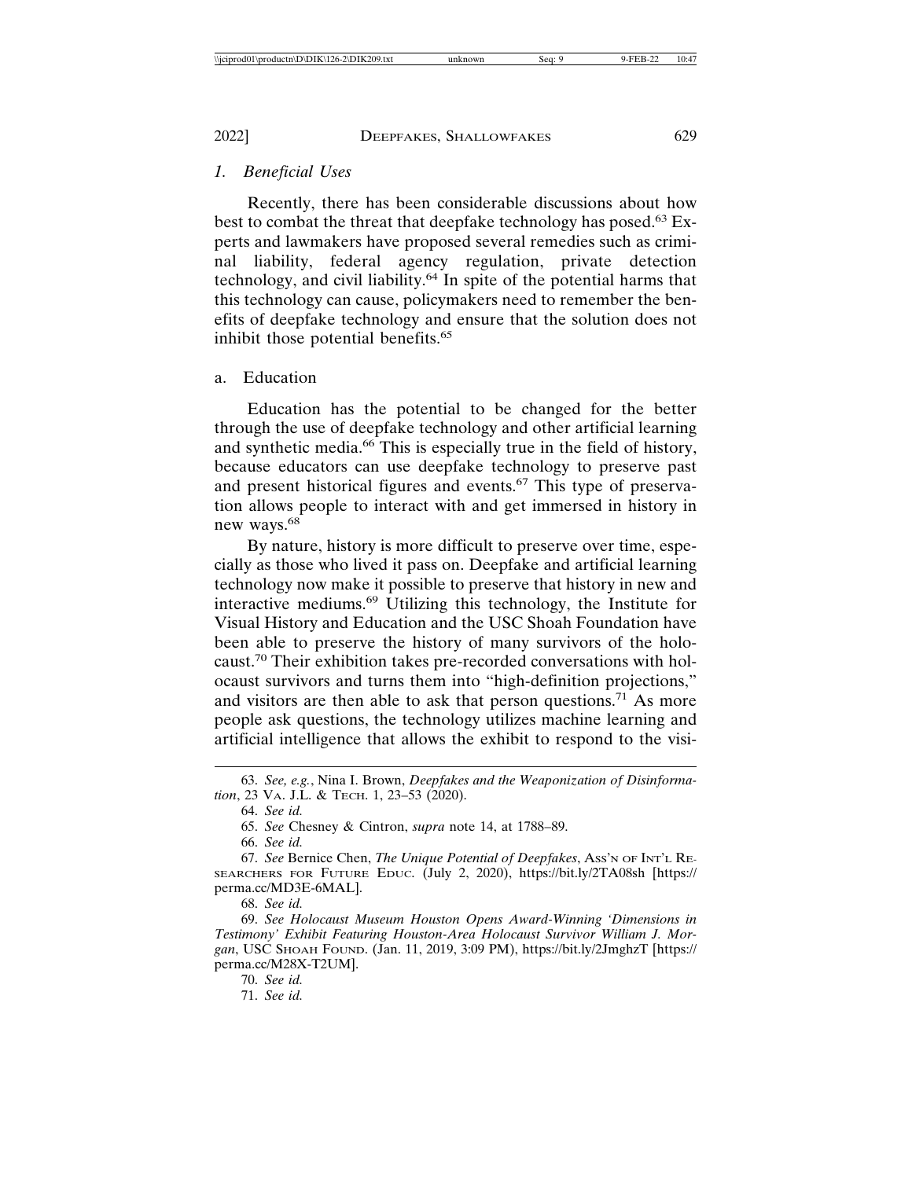### *1. Beneficial Uses*

Recently, there has been considerable discussions about how best to combat the threat that deepfake technology has posed.[63] Experts and lawmakers have proposed several remedies such as criminal liability, federal agency regulation, private detection technology, and civil liability.[64] In spite of the potential harms that this technology can cause, policymakers need to remember the benefits of deepfake technology and ensure that the solution does not inhibit those potential benefits.[65]

#### a. Education

Education has the potential to be changed for the better through the use of deepfake technology and other artificial learning and synthetic media.[66] This is especially true in the field of history, because educators can use deepfake technology to preserve past and present historical figures and events.[67] This type of preservation allows people to interact with and get immersed in history in new ways.[68]

By nature, history is more difficult to preserve over time, especially as those who lived it pass on. Deepfake and artificial learning technology now make it possible to preserve that history in new and interactive mediums.[69] Utilizing this technology, the Institute for Visual History and Education and the USC Shoah Foundation have been able to preserve the history of many survivors of the holocaust.[70] Their exhibition takes pre-recorded conversations with holocaust survivors and turns them into "high-definition projections," and visitors are then able to ask that person questions.[71] As more people ask questions, the technology utilizes machine learning and artificial intelligence that allows the exhibit to respond to the visi-

---

63. *See, e.g.*, Nina I. Brown, *Deepfakes and the Weaponization of Disinformation*, 23 VA. J.L. & TECH. 1, 23–53 (2020).

64. *See id.*

65. *See* Chesney & Cintron, *supra* note 14, at 1788–89.

66. *See id.*

67. *See* Bernice Chen, *The Unique Potential of Deepfakes*, ASS'N OF INT'L RESEARCHERS FOR FUTURE EDUC. (July 2, 2020), https://bit.ly/2TA08sh [https://perma.cc/MD3E-6MAL].

68. *See id.*

69. *See Holocaust Museum Houston Opens Award-Winning 'Dimensions in Testimony' Exhibit Featuring Houston-Area Holocaust Survivor William J. Morgan*, USC SHOAH FOUND. (Jan. 11, 2019, 3:09 PM), https://bit.ly/2JmghzT [https://perma.cc/M28X-T2UM].

70. *See id.*

71. *See id.*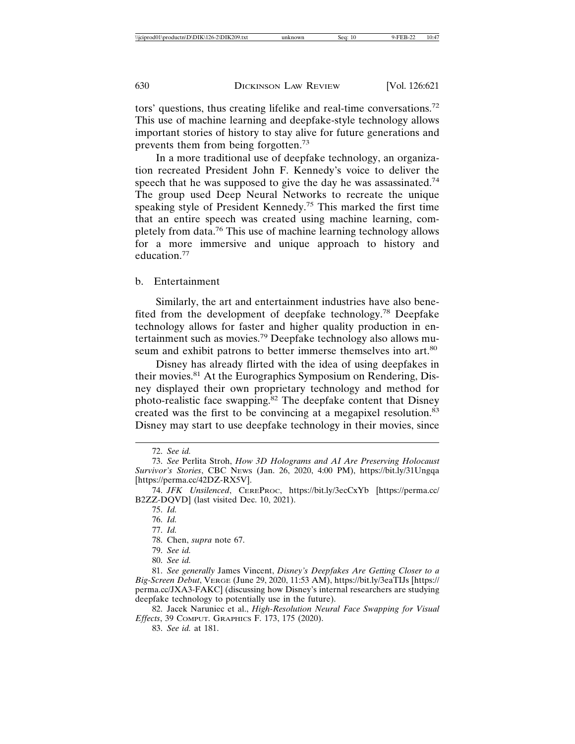tors' questions, thus creating lifelike and real-time conversations.[72] This use of machine learning and deepfake-style technology allows important stories of history to stay alive for future generations and prevents them from being forgotten.[73]

In a more traditional use of deepfake technology, an organization recreated President John F. Kennedy's voice to deliver the speech that he was supposed to give the day he was assassinated.[74] The group used Deep Neural Networks to recreate the unique speaking style of President Kennedy.[75] This marked the first time that an entire speech was created using machine learning, completely from data.[76] This use of machine learning technology allows for a more immersive and unique approach to history and education.[77]

b. Entertainment

Similarly, the art and entertainment industries have also benefited from the development of deepfake technology.[78] Deepfake technology allows for faster and higher quality production in entertainment such as movies.[79] Deepfake technology also allows museum and exhibit patrons to better immerse themselves into art.[80]

Disney has already flirted with the idea of using deepfakes in their movies.[81] At the Eurographics Symposium on Rendering, Disney displayed their own proprietary technology and method for photo-realistic face swapping.[82] The deepfake content that Disney created was the first to be convincing at a megapixel resolution.[83] Disney may start to use deepfake technology in their movies, since

---

72. *See id.*

73. *See* Perlita Stroh, *How 3D Holograms and AI Are Preserving Holocaust Survivor's Stories*, CBC NEWS (Jan. 26, 2020, 4:00 PM), https://bit.ly/31Ungqa [https://perma.cc/42DZ-RX5V].

74. *JFK Unsilenced*, CEREPROC, https://bit.ly/3ecCxYb [https://perma.cc/B2ZZ-DQVD] (last visited Dec. 10, 2021).

75. *Id.*

76. *Id.*

77. *Id.*

78. Chen, *supra* note 67.

79. *See id.*

80. *See id.*

81. *See generally* James Vincent, *Disney's Deepfakes Are Getting Closer to a Big-Screen Debut*, VERGE (June 29, 2020, 11:53 AM), https://bit.ly/3eaTIJs [https://perma.cc/JXA3-FAKC] (discussing how Disney's internal researchers are studying deepfake technology to potentially use in the future).

82. Jacek Naruniec et al., *High-Resolution Neural Face Swapping for Visual Effects*, 39 COMPUT. GRAPHICS F. 173, 175 (2020).

83. *See id.* at 181.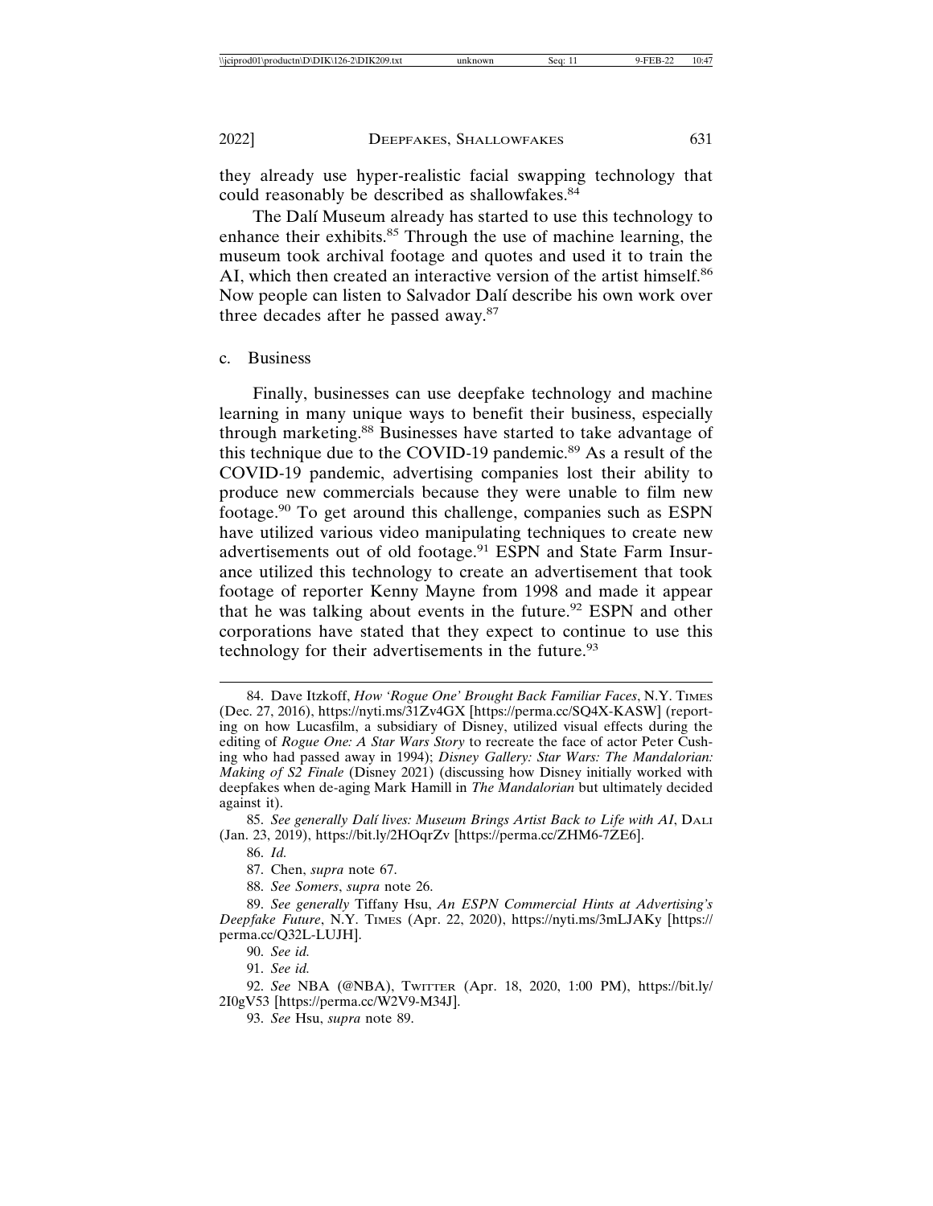they already use hyper-realistic facial swapping technology that could reasonably be described as shallowfakes.[84]

The Dalí Museum already has started to use this technology to enhance their exhibits.[85] Through the use of machine learning, the museum took archival footage and quotes and used it to train the AI, which then created an interactive version of the artist himself.[86] Now people can listen to Salvador Dalí describe his own work over three decades after he passed away.[87]

c. Business

Finally, businesses can use deepfake technology and machine learning in many unique ways to benefit their business, especially through marketing.[88] Businesses have started to take advantage of this technique due to the COVID-19 pandemic.[89] As a result of the COVID-19 pandemic, advertising companies lost their ability to produce new commercials because they were unable to film new footage.[90] To get around this challenge, companies such as ESPN have utilized various video manipulating techniques to create new advertisements out of old footage.[91] ESPN and State Farm Insurance utilized this technology to create an advertisement that took footage of reporter Kenny Mayne from 1998 and made it appear that he was talking about events in the future.[92] ESPN and other corporations have stated that they expect to continue to use this technology for their advertisements in the future.[93]

---

84. Dave Itzkoff, *How 'Rogue One' Brought Back Familiar Faces*, N.Y. TIMES (Dec. 27, 2016), https://nyti.ms/31Zv4GX [https://perma.cc/SQ4X-KASW] (reporting on how Lucasfilm, a subsidiary of Disney, utilized visual effects during the editing of *Rogue One: A Star Wars Story* to recreate the face of actor Peter Cushing who had passed away in 1994); *Disney Gallery: Star Wars: The Mandalorian: Making of S2 Finale* (Disney 2021) (discussing how Disney initially worked with deepfakes when de-aging Mark Hamill in *The Mandalorian* but ultimately decided against it).

85. *See generally Dalí lives: Museum Brings Artist Back to Life with AI*, DALI (Jan. 23, 2019), https://bit.ly/2HOqrZv [https://perma.cc/ZHM6-7ZE6].

86. *Id.*

87. Chen, *supra* note 67.

88. *See Somers*, *supra* note 26.

89. *See generally* Tiffany Hsu, *An ESPN Commercial Hints at Advertising's Deepfake Future*, N.Y. TIMES (Apr. 22, 2020), https://nyti.ms/3mLJAKy [https://perma.cc/Q32L-LUJH].

90. *See id.*

91. *See id.*

92. *See* NBA (@NBA), TWITTER (Apr. 18, 2020, 1:00 PM), https://bit.ly/2I0gV53 [https://perma.cc/W2V9-M34J].

93. *See* Hsu, *supra* note 89.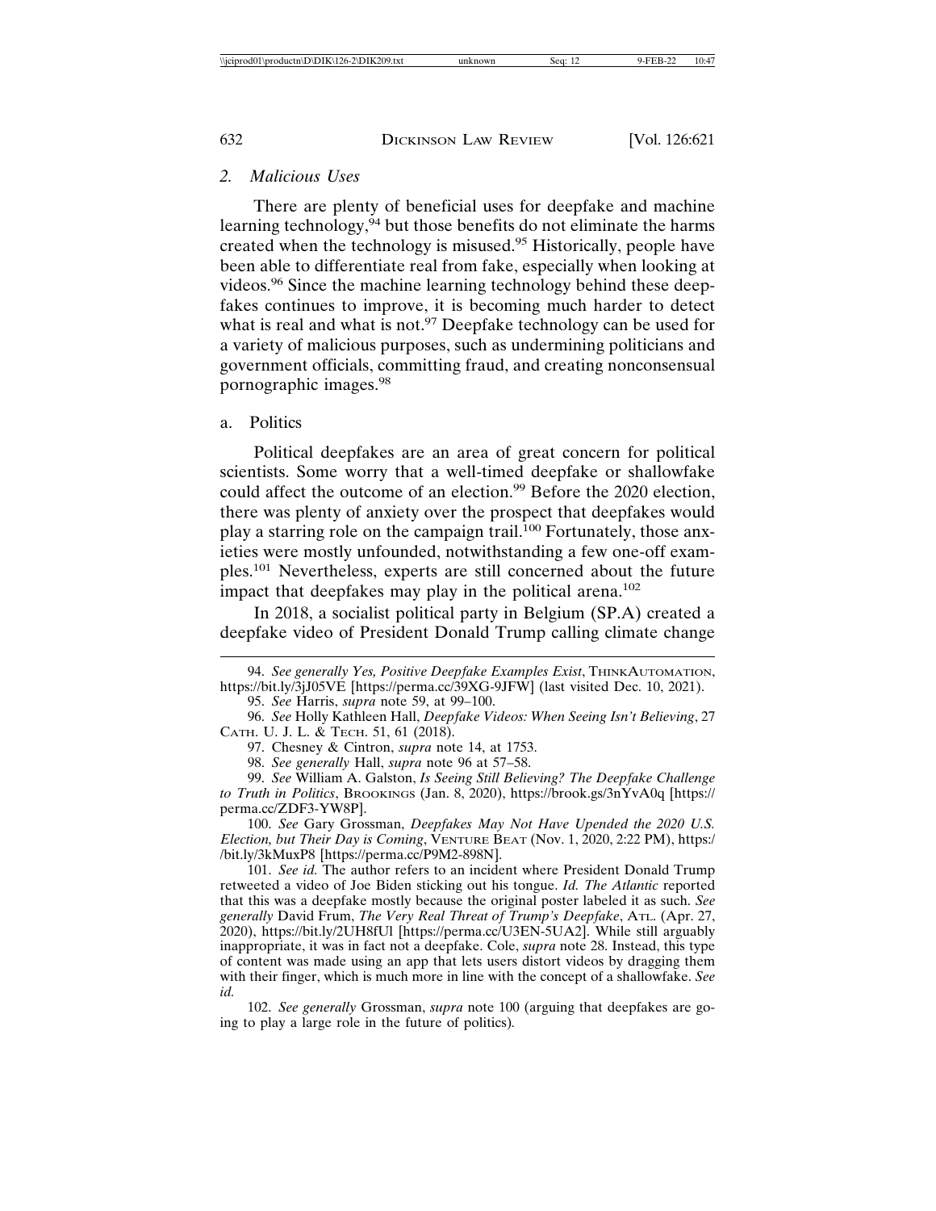### 2. *Malicious Uses*

There are plenty of beneficial uses for deepfake and machine learning technology,[94] but those benefits do not eliminate the harms created when the technology is misused.[95] Historically, people have been able to differentiate real from fake, especially when looking at videos.[96] Since the machine learning technology behind these deepfakes continues to improve, it is becoming much harder to detect what is real and what is not.[97] Deepfake technology can be used for a variety of malicious purposes, such as undermining politicians and government officials, committing fraud, and creating nonconsensual pornographic images.[98]

#### a. Politics

Political deepfakes are an area of great concern for political scientists. Some worry that a well-timed deepfake or shallowfake could affect the outcome of an election.[99] Before the 2020 election, there was plenty of anxiety over the prospect that deepfakes would play a starring role on the campaign trail.[100] Fortunately, those anxieties were mostly unfounded, notwithstanding a few one-off examples.[101] Nevertheless, experts are still concerned about the future impact that deepfakes may play in the political arena.[102]

In 2018, a socialist political party in Belgium (SP.A) created a deepfake video of President Donald Trump calling climate change

---

94. *See generally Yes, Positive Deepfake Examples Exist*, ThinkAutomation, https://bit.ly/3jJ05VE [https://perma.cc/39XG-9JFW] (last visited Dec. 10, 2021).

95. *See* Harris, *supra* note 59, at 99–100.

96. *See* Holly Kathleen Hall, *Deepfake Videos: When Seeing Isn't Believing*, 27 Cath. U. J. L. & Tech. 51, 61 (2018).

97. Chesney & Cintron, *supra* note 14, at 1753.

98. *See generally* Hall, *supra* note 96 at 57–58.

99. *See* William A. Galston, *Is Seeing Still Believing? The Deepfake Challenge to Truth in Politics*, Brookings (Jan. 8, 2020), https://brook.gs/3nYvA0q [https://perma.cc/ZDF3-YW8P].

100. *See* Gary Grossman, *Deepfakes May Not Have Upended the 2020 U.S. Election, but Their Day is Coming*, Venture Beat (Nov. 1, 2020, 2:22 PM), https://bit.ly/3kMuxP8 [https://perma.cc/P9M2-898N].

101. *See id.* The author refers to an incident where President Donald Trump retweeted a video of Joe Biden sticking out his tongue. *Id. The Atlantic* reported that this was a deepfake mostly because the original poster labeled it as such. *See generally* David Frum, *The Very Real Threat of Trump's Deepfake*, Atl. (Apr. 27, 2020), https://bit.ly/2UH8fUl [https://perma.cc/U3EN-5UA2]. While still arguably inappropriate, it was in fact not a deepfake. Cole, *supra* note 28. Instead, this type of content was made using an app that lets users distort videos by dragging them with their finger, which is much more in line with the concept of a shallowfake. *See id.*

102. *See generally* Grossman, *supra* note 100 (arguing that deepfakes are going to play a large role in the future of politics).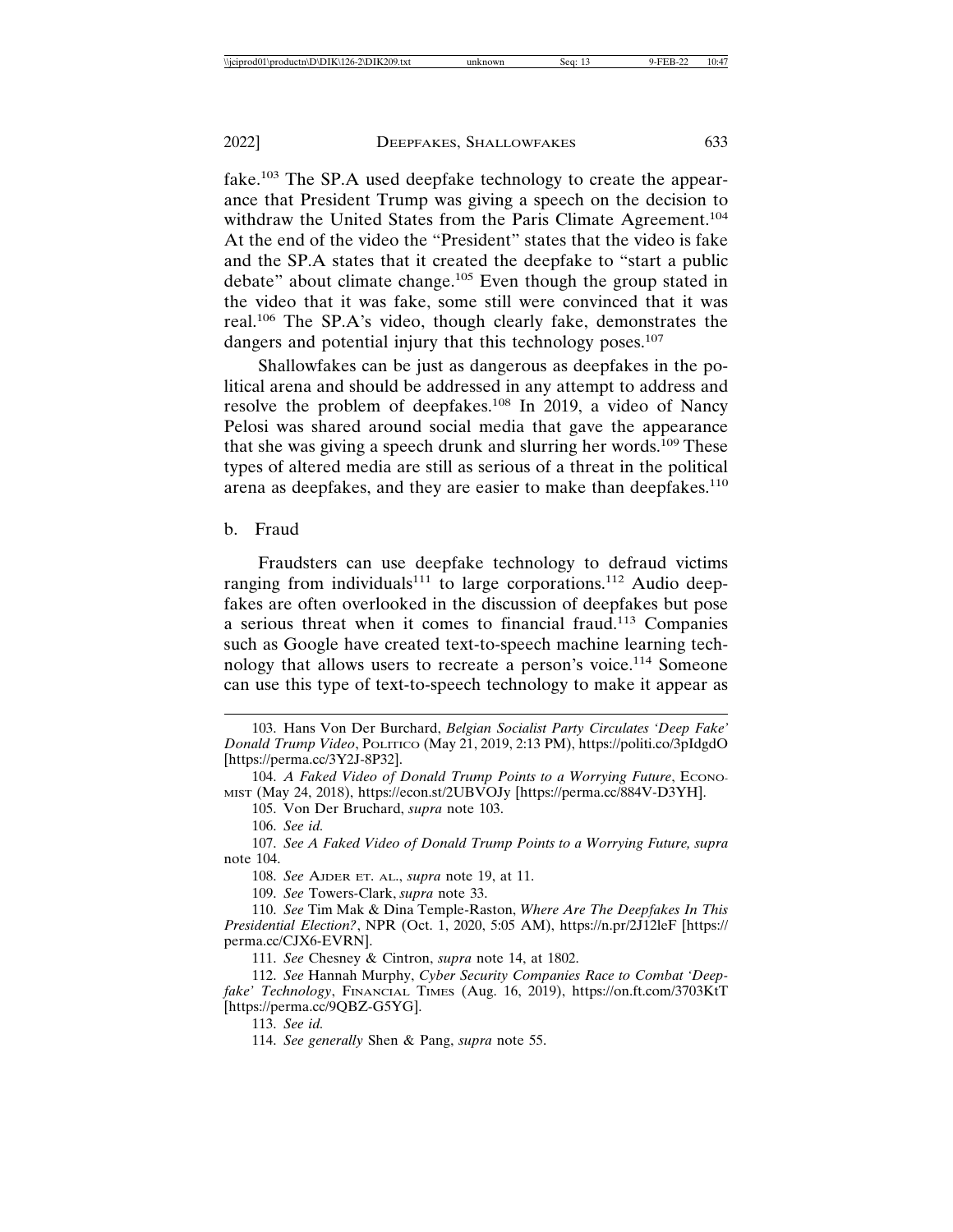fake.[103] The SP.A used deepfake technology to create the appearance that President Trump was giving a speech on the decision to withdraw the United States from the Paris Climate Agreement.[104] At the end of the video the "President" states that the video is fake and the SP.A states that it created the deepfake to "start a public debate" about climate change.[105] Even though the group stated in the video that it was fake, some still were convinced that it was real.[106] The SP.A's video, though clearly fake, demonstrates the dangers and potential injury that this technology poses.[107]

Shallowfakes can be just as dangerous as deepfakes in the political arena and should be addressed in any attempt to address and resolve the problem of deepfakes.[108] In 2019, a video of Nancy Pelosi was shared around social media that gave the appearance that she was giving a speech drunk and slurring her words.[109] These types of altered media are still as serious of a threat in the political arena as deepfakes, and they are easier to make than deepfakes.[110]

b. Fraud

Fraudsters can use deepfake technology to defraud victims ranging from individuals[111] to large corporations.[112] Audio deepfakes are often overlooked in the discussion of deepfakes but pose a serious threat when it comes to financial fraud.[113] Companies such as Google have created text-to-speech machine learning technology that allows users to recreate a person's voice.[114] Someone can use this type of text-to-speech technology to make it appear as

---

103. Hans Von Der Burchard, *Belgian Socialist Party Circulates 'Deep Fake' Donald Trump Video*, POLITICO (May 21, 2019, 2:13 PM), https://politi.co/3pIdgdO [https://perma.cc/3Y2J-8P32].

104. *A Faked Video of Donald Trump Points to a Worrying Future*, ECONOMIST (May 24, 2018), https://econ.st/2UBVOJy [https://perma.cc/884V-D3YH].

105. Von Der Bruchard, *supra* note 103.

106. *See id.*

107. *See A Faked Video of Donald Trump Points to a Worrying Future, supra* note 104.

108. *See* AJDER ET. AL., *supra* note 19, at 11.

109. *See* Towers-Clark, *supra* note 33.

110. *See* Tim Mak & Dina Temple-Raston, *Where Are The Deepfakes In This Presidential Election?*, NPR (Oct. 1, 2020, 5:05 AM), https://n.pr/2J12leF [https://perma.cc/CJX6-EVRN].

111. *See* Chesney & Cintron, *supra* note 14, at 1802.

112. *See* Hannah Murphy, *Cyber Security Companies Race to Combat 'Deepfake' Technology*, FINANCIAL TIMES (Aug. 16, 2019), https://on.ft.com/3703KtT [https://perma.cc/9QBZ-G5YG].

113. *See id.*

114. *See generally* Shen & Pang, *supra* note 55.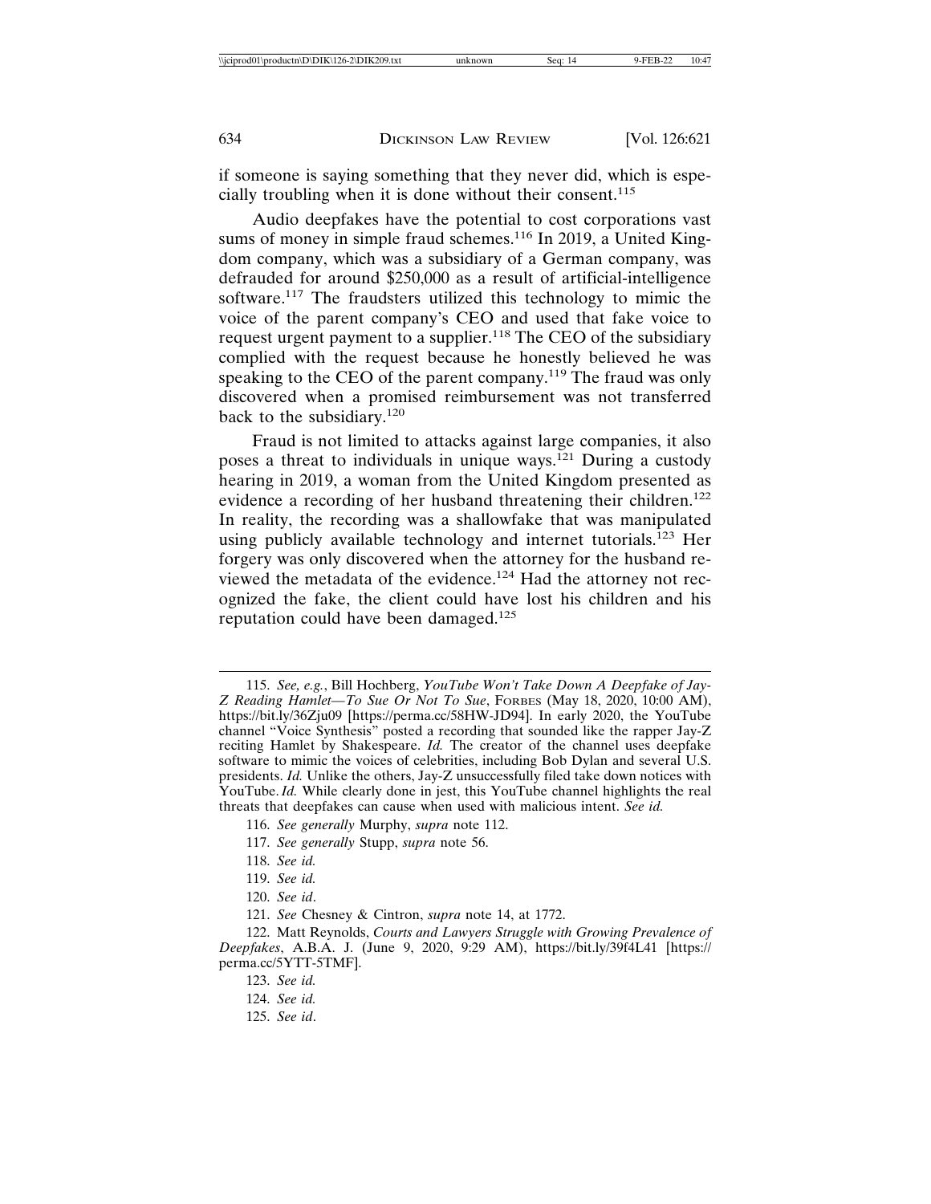if someone is saying something that they never did, which is especially troubling when it is done without their consent.[115]

Audio deepfakes have the potential to cost corporations vast sums of money in simple fraud schemes.[116] In 2019, a United Kingdom company, which was a subsidiary of a German company, was defrauded for around $250,000 as a result of artificial-intelligence software.[117] The fraudsters utilized this technology to mimic the voice of the parent company's CEO and used that fake voice to request urgent payment to a supplier.[118] The CEO of the subsidiary complied with the request because he honestly believed he was speaking to the CEO of the parent company.[119] The fraud was only discovered when a promised reimbursement was not transferred back to the subsidiary.[120]

Fraud is not limited to attacks against large companies, it also poses a threat to individuals in unique ways.[121] During a custody hearing in 2019, a woman from the United Kingdom presented as evidence a recording of her husband threatening their children.[122] In reality, the recording was a shallowfake that was manipulated using publicly available technology and internet tutorials.[123] Her forgery was only discovered when the attorney for the husband reviewed the metadata of the evidence.[124] Had the attorney not recognized the fake, the client could have lost his children and his reputation could have been damaged.[125]

---

115. *See, e.g.*, Bill Hochberg, *YouTube Won't Take Down A Deepfake of Jay-Z Reading Hamlet—To Sue Or Not To Sue*, FORBES (May 18, 2020, 10:00 AM), https://bit.ly/36Zju09 [https://perma.cc/58HW-JD94]. In early 2020, the YouTube channel "Voice Synthesis" posted a recording that sounded like the rapper Jay-Z reciting Hamlet by Shakespeare. *Id.* The creator of the channel uses deepfake software to mimic the voices of celebrities, including Bob Dylan and several U.S. presidents. *Id.* Unlike the others, Jay-Z unsuccessfully filed take down notices with YouTube. *Id.* While clearly done in jest, this YouTube channel highlights the real threats that deepfakes can cause when used with malicious intent. *See id.*

116. *See generally* Murphy, *supra* note 112.

117. *See generally* Stupp, *supra* note 56.

118. *See id.*

119. *See id.*

120. *See id*.

121. *See* Chesney & Cintron, *supra* note 14, at 1772.

122. Matt Reynolds, *Courts and Lawyers Struggle with Growing Prevalence of Deepfakes*, A.B.A. J. (June 9, 2020, 9:29 AM), https://bit.ly/39f4L41 [https://perma.cc/5YTT-5TMF].

123. *See id.*

124. *See id.*

125. *See id*.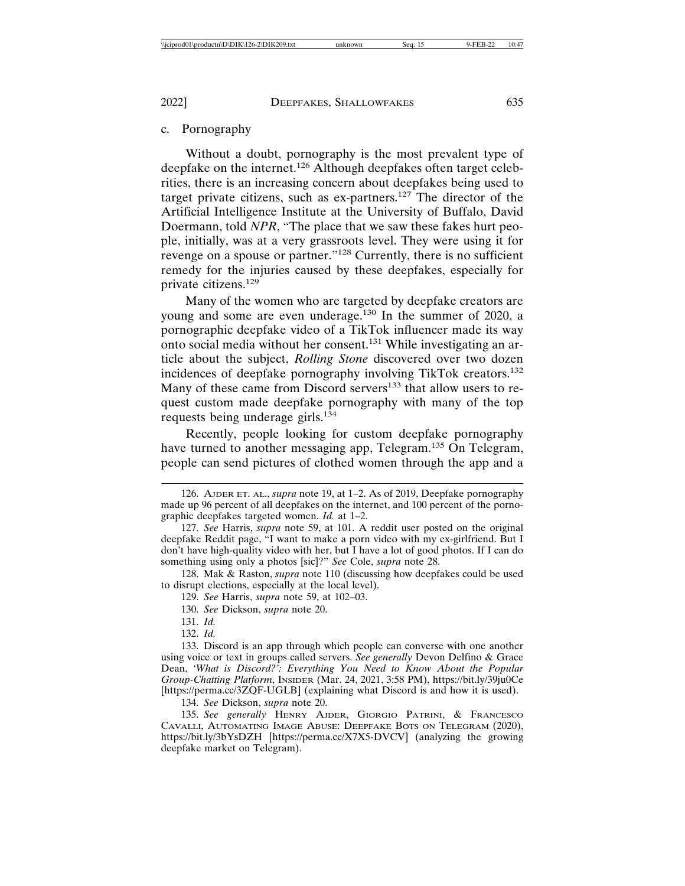### c. Pornography

Without a doubt, pornography is the most prevalent type of deepfake on the internet.[126] Although deepfakes often target celebrities, there is an increasing concern about deepfakes being used to target private citizens, such as ex-partners.[127] The director of the Artificial Intelligence Institute at the University of Buffalo, David Doermann, told *NPR*, "The place that we saw these fakes hurt people, initially, was at a very grassroots level. They were using it for revenge on a spouse or partner."[128] Currently, there is no sufficient remedy for the injuries caused by these deepfakes, especially for private citizens.[129]

Many of the women who are targeted by deepfake creators are young and some are even underage.[130] In the summer of 2020, a pornographic deepfake video of a TikTok influencer made its way onto social media without her consent.[131] While investigating an article about the subject, *Rolling Stone* discovered over two dozen incidences of deepfake pornography involving TikTok creators.[132] Many of these came from Discord servers[133] that allow users to request custom made deepfake pornography with many of the top requests being underage girls.[134]

Recently, people looking for custom deepfake pornography have turned to another messaging app, Telegram.[135] On Telegram, people can send pictures of clothed women through the app and a

---

126. Ajder et. al., *supra* note 19, at 1–2. As of 2019, Deepfake pornography made up 96 percent of all deepfakes on the internet, and 100 percent of the pornographic deepfakes targeted women. *Id.* at 1–2.

127. *See* Harris, *supra* note 59, at 101. A reddit user posted on the original deepfake Reddit page, "I want to make a porn video with my ex-girlfriend. But I don't have high-quality video with her, but I have a lot of good photos. If I can do something using only a photos [sic]?" *See* Cole, *supra* note 28.

128. Mak & Raston, *supra* note 110 (discussing how deepfakes could be used to disrupt elections, especially at the local level).

129. *See* Harris, *supra* note 59, at 102–03.

130. *See* Dickson, *supra* note 20.

131. *Id.*

132. *Id.*

133. Discord is an app through which people can converse with one another using voice or text in groups called servers. *See generally* Devon Delfino & Grace Dean, *'What is Discord?': Everything You Need to Know About the Popular Group-Chatting Platform*, Insider (Mar. 24, 2021, 3:58 PM), https://bit.ly/39ju0Ce [https://perma.cc/3ZQF-UGLB] (explaining what Discord is and how it is used).

134. *See* Dickson, *supra* note 20.

135. *See generally* Henry Ajder, Giorgio Patrini, & Francesco Cavalli, Automating Image Abuse: Deepfake Bots on Telegram (2020), https://bit.ly/3bYsDZH [https://perma.cc/X7X5-DVCV] (analyzing the growing deepfake market on Telegram).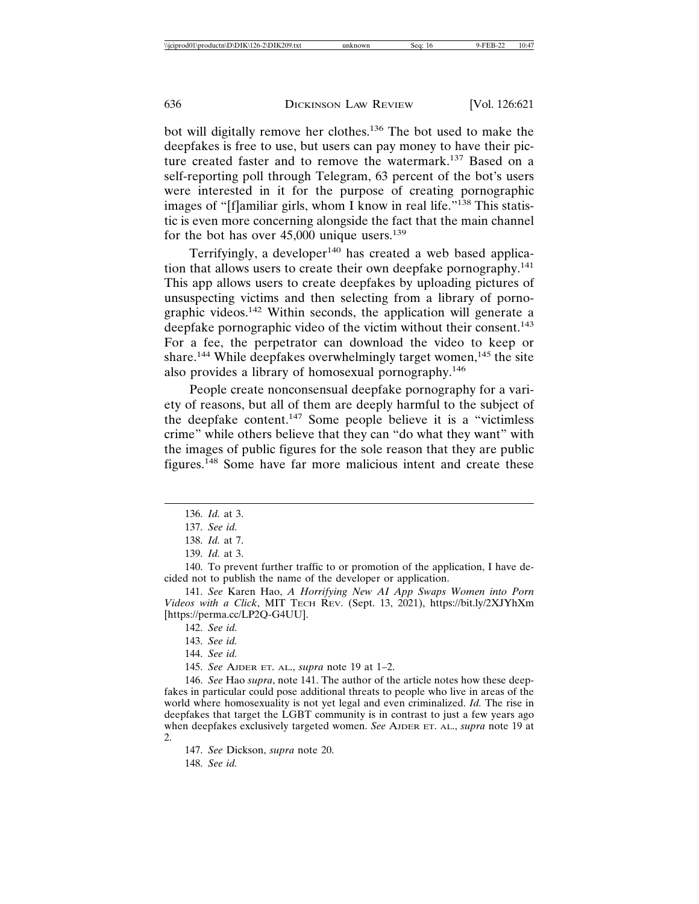bot will digitally remove her clothes.[136] The bot used to make the deepfakes is free to use, but users can pay money to have their picture created faster and to remove the watermark.[137] Based on a self-reporting poll through Telegram, 63 percent of the bot's users were interested in it for the purpose of creating pornographic images of "[f]amiliar girls, whom I know in real life."[138] This statistic is even more concerning alongside the fact that the main channel for the bot has over 45,000 unique users.[139]

Terrifyingly, a developer[140] has created a web based application that allows users to create their own deepfake pornography.[141] This app allows users to create deepfakes by uploading pictures of unsuspecting victims and then selecting from a library of pornographic videos.[142] Within seconds, the application will generate a deepfake pornographic video of the victim without their consent.[143] For a fee, the perpetrator can download the video to keep or share.[144] While deepfakes overwhelmingly target women,[145] the site also provides a library of homosexual pornography.[146]

People create nonconsensual deepfake pornography for a variety of reasons, but all of them are deeply harmful to the subject of the deepfake content.[147] Some people believe it is a "victimless crime" while others believe that they can "do what they want" with the images of public figures for the sole reason that they are public figures.[148] Some have far more malicious intent and create these

---

136. *Id.* at 3.

137. *See id.*

138. *Id.* at 7.

139. *Id.* at 3.

140. To prevent further traffic to or promotion of the application, I have decided not to publish the name of the developer or application.

141. *See* Karen Hao, *A Horrifying New AI App Swaps Women into Porn Videos with a Click*, MIT TECH REV. (Sept. 13, 2021), https://bit.ly/2XJYhXm [https://perma.cc/LP2Q-G4UU].

142. *See id.*

143. *See id.*

144. *See id.*

145. *See* AJDER ET. AL., *supra* note 19 at 1–2.

146. *See* Hao *supra*, note 141. The author of the article notes how these deepfakes in particular could pose additional threats to people who live in areas of the world where homosexuality is not yet legal and even criminalized. *Id.* The rise in deepfakes that target the LGBT community is in contrast to just a few years ago when deepfakes exclusively targeted women. *See* AJDER ET. AL., *supra* note 19 at 2.

147. *See* Dickson, *supra* note 20.

148. *See id.*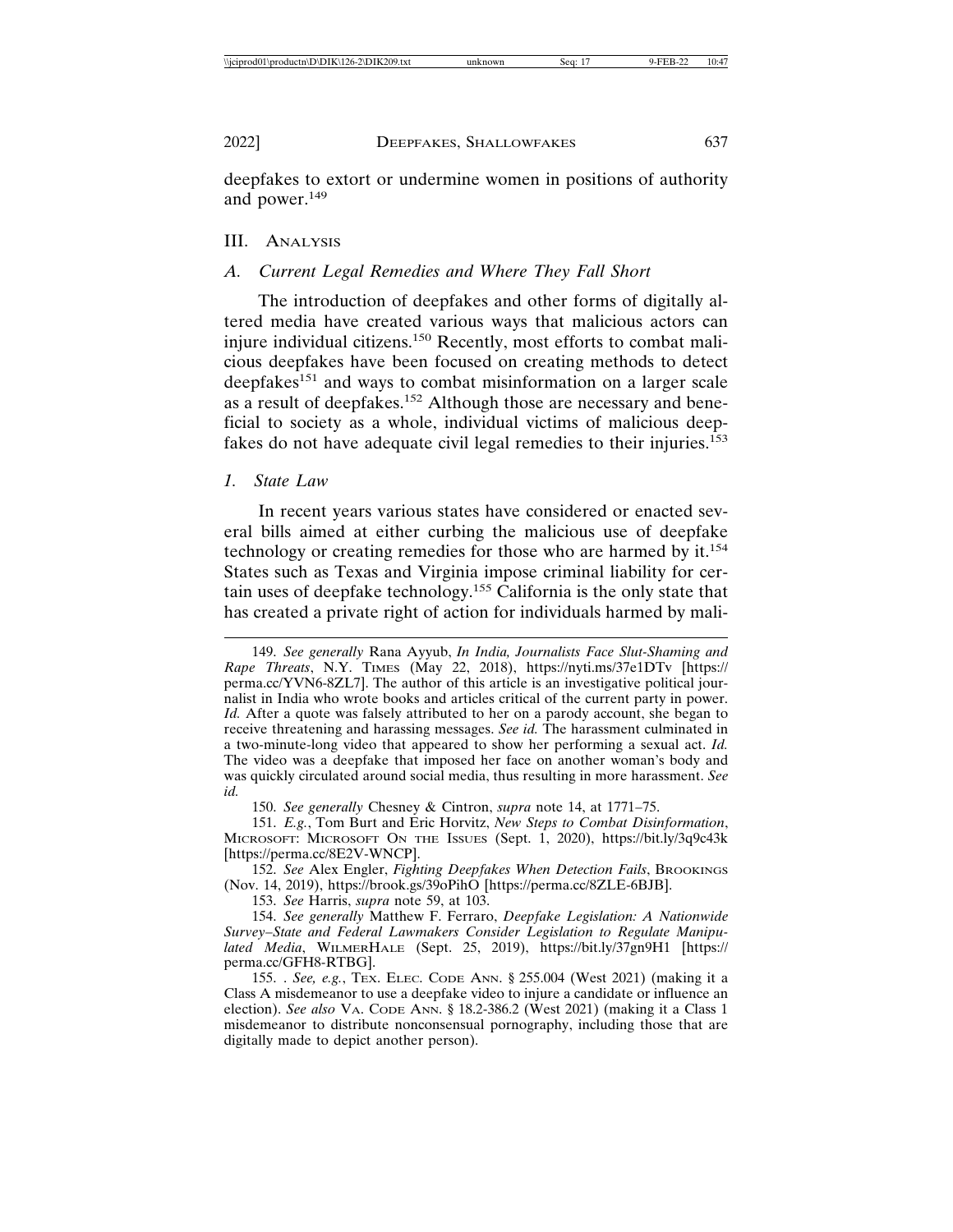deepfakes to extort or undermine women in positions of authority and power.[149]

## III. Analysis

### *A. Current Legal Remedies and Where They Fall Short*

The introduction of deepfakes and other forms of digitally altered media have created various ways that malicious actors can injure individual citizens.[150] Recently, most efforts to combat malicious deepfakes have been focused on creating methods to detect deepfakes[151] and ways to combat misinformation on a larger scale as a result of deepfakes.[152] Although those are necessary and beneficial to society as a whole, individual victims of malicious deepfakes do not have adequate civil legal remedies to their injuries.[153]

#### *1. State Law*

In recent years various states have considered or enacted several bills aimed at either curbing the malicious use of deepfake technology or creating remedies for those who are harmed by it.[154] States such as Texas and Virginia impose criminal liability for certain uses of deepfake technology.[155] California is the only state that has created a private right of action for individuals harmed by mali-

---

149. *See generally* Rana Ayyub, *In India, Journalists Face Slut-Shaming and Rape Threats*, N.Y. Times (May 22, 2018), https://nyti.ms/37e1DTv [https://perma.cc/YVN6-8ZL7]. The author of this article is an investigative political journalist in India who wrote books and articles critical of the current party in power. *Id.* After a quote was falsely attributed to her on a parody account, she began to receive threatening and harassing messages. *See id.* The harassment culminated in a two-minute-long video that appeared to show her performing a sexual act. *Id.* The video was a deepfake that imposed her face on another woman's body and was quickly circulated around social media, thus resulting in more harassment. *See id.*

150. *See generally* Chesney & Cintron, *supra* note 14, at 1771–75.

151. *E.g.*, Tom Burt and Eric Horvitz, *New Steps to Combat Disinformation*, Microsoft: Microsoft On the Issues (Sept. 1, 2020), https://bit.ly/3q9c43k [https://perma.cc/8E2V-WNCP].

152. *See* Alex Engler, *Fighting Deepfakes When Detection Fails*, Brookings (Nov. 14, 2019), https://brook.gs/39oPihO [https://perma.cc/8ZLE-6BJB].

153. *See* Harris, *supra* note 59, at 103.

154. *See generally* Matthew F. Ferraro, *Deepfake Legislation: A Nationwide Survey–State and Federal Lawmakers Consider Legislation to Regulate Manipulated Media*, WilmerHale (Sept. 25, 2019), https://bit.ly/37gn9H1 [https://perma.cc/GFH8-RTBG].

155. . *See, e.g.*, Tex. Elec. Code Ann. § 255.004 (West 2021) (making it a Class A misdemeanor to use a deepfake video to injure a candidate or influence an election). *See also* Va. Code Ann. § 18.2-386.2 (West 2021) (making it a Class 1 misdemeanor to distribute nonconsensual pornography, including those that are digitally made to depict another person).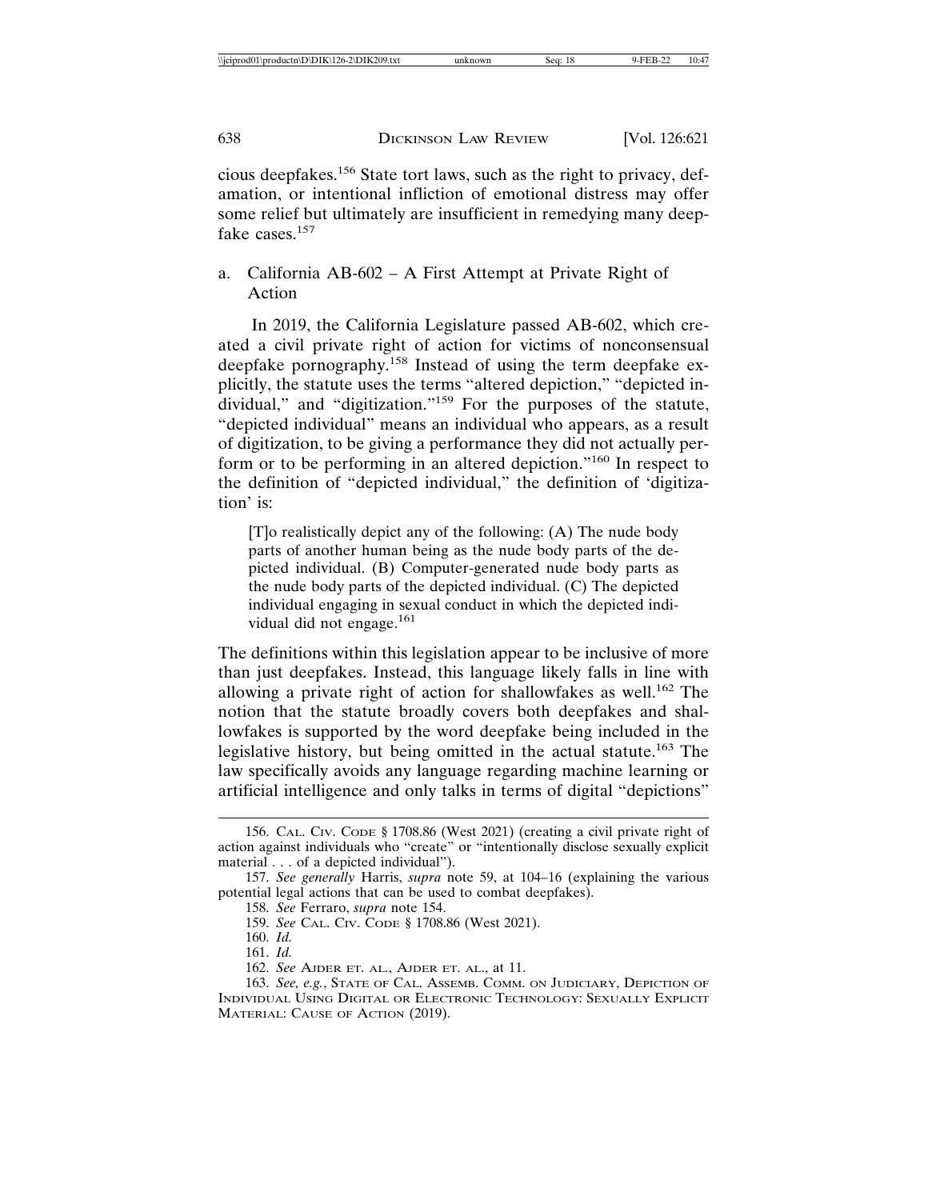cious deepfakes.[156] State tort laws, such as the right to privacy, defamation, or intentional infliction of emotional distress may offer some relief but ultimately are insufficient in remedying many deepfake cases.[157]

### a. California AB-602 – A First Attempt at Private Right of Action

In 2019, the California Legislature passed AB-602, which created a civil private right of action for victims of nonconsensual deepfake pornography.[158] Instead of using the term deepfake explicitly, the statute uses the terms "altered depiction," "depicted individual," and "digitization."[159] For the purposes of the statute, "depicted individual" means an individual who appears, as a result of digitization, to be giving a performance they did not actually perform or to be performing in an altered depiction."[160] In respect to the definition of "depicted individual," the definition of 'digitization' is:

> [T]o realistically depict any of the following: (A) The nude body parts of another human being as the nude body parts of the depicted individual. (B) Computer-generated nude body parts as the nude body parts of the depicted individual. (C) The depicted individual engaging in sexual conduct in which the depicted individual did not engage.[161]

The definitions within this legislation appear to be inclusive of more than just deepfakes. Instead, this language likely falls in line with allowing a private right of action for shallowfakes as well.[162] The notion that the statute broadly covers both deepfakes and shallowfakes is supported by the word deepfake being included in the legislative history, but being omitted in the actual statute.[163] The law specifically avoids any language regarding machine learning or artificial intelligence and only talks in terms of digital "depictions"

---

156. CAL. CIV. CODE § 1708.86 (West 2021) (creating a civil private right of action against individuals who "create" or "intentionally disclose sexually explicit material . . . of a depicted individual").

157. *See generally* Harris, *supra* note 59, at 104–16 (explaining the various potential legal actions that can be used to combat deepfakes).

158. *See* Ferraro, *supra* note 154.

159. *See* CAL. CIV. CODE § 1708.86 (West 2021).

160. *Id.*

161. *Id.*

162. *See* AJDER ET. AL., AJDER ET. AL., at 11.

163. *See, e.g.*, STATE OF CAL. ASSEMB. COMM. ON JUDICIARY, DEPICTION OF INDIVIDUAL USING DIGITAL OR ELECTRONIC TECHNOLOGY: SEXUALLY EXPLICIT MATERIAL: CAUSE OF ACTION (2019).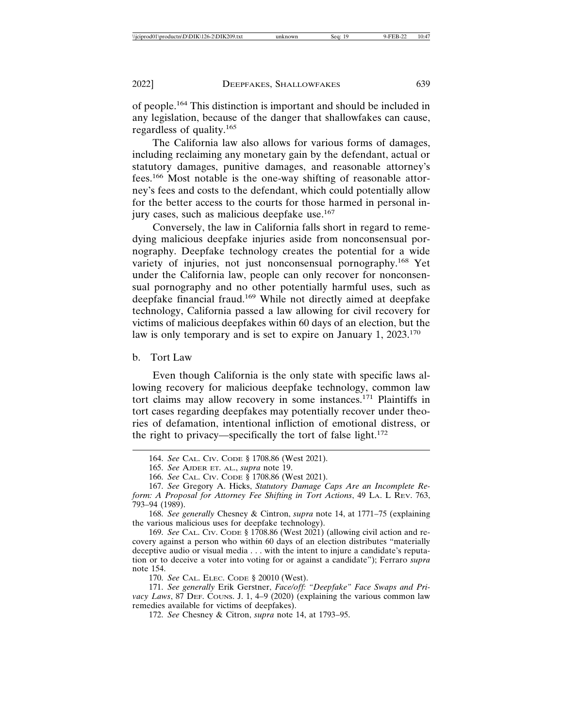of people.[164] This distinction is important and should be included in any legislation, because of the danger that shallowfakes can cause, regardless of quality.[165]

The California law also allows for various forms of damages, including reclaiming any monetary gain by the defendant, actual or statutory damages, punitive damages, and reasonable attorney's fees.[166] Most notable is the one-way shifting of reasonable attorney's fees and costs to the defendant, which could potentially allow for the better access to the courts for those harmed in personal injury cases, such as malicious deepfake use.[167]

Conversely, the law in California falls short in regard to remedying malicious deepfake injuries aside from nonconsensual pornography. Deepfake technology creates the potential for a wide variety of injuries, not just nonconsensual pornography.[168] Yet under the California law, people can only recover for nonconsensual pornography and no other potentially harmful uses, such as deepfake financial fraud.[169] While not directly aimed at deepfake technology, California passed a law allowing for civil recovery for victims of malicious deepfakes within 60 days of an election, but the law is only temporary and is set to expire on January 1, 2023.[170]

b. Tort Law

Even though California is the only state with specific laws allowing recovery for malicious deepfake technology, common law tort claims may allow recovery in some instances.[171] Plaintiffs in tort cases regarding deepfakes may potentially recover under theories of defamation, intentional infliction of emotional distress, or the right to privacy—specifically the tort of false light.[172]

---

164. *See* CAL. CIV. CODE § 1708.86 (West 2021).

165. *See* AJDER ET. AL., *supra* note 19.

166. *See* CAL. CIV. CODE § 1708.86 (West 2021).

167. *See* Gregory A. Hicks, *Statutory Damage Caps Are an Incomplete Reform: A Proposal for Attorney Fee Shifting in Tort Actions*, 49 LA. L REV. 763, 793–94 (1989).

168. *See generally* Chesney & Cintron, *supra* note 14, at 1771–75 (explaining the various malicious uses for deepfake technology).

169. *See* CAL. CIV. CODE § 1708.86 (West 2021) (allowing civil action and recovery against a person who within 60 days of an election distributes "materially deceptive audio or visual media . . . with the intent to injure a candidate's reputation or to deceive a voter into voting for or against a candidate"); Ferraro *supra* note 154.

170. *See* CAL. ELEC. CODE § 20010 (West).

171. *See generally* Erik Gerstner, *Face/off: "Deepfake" Face Swaps and Privacy Laws*, 87 DEF. COUNS. J. 1, 4–9 (2020) (explaining the various common law remedies available for victims of deepfakes).

172. *See* Chesney & Citron, *supra* note 14, at 1793–95.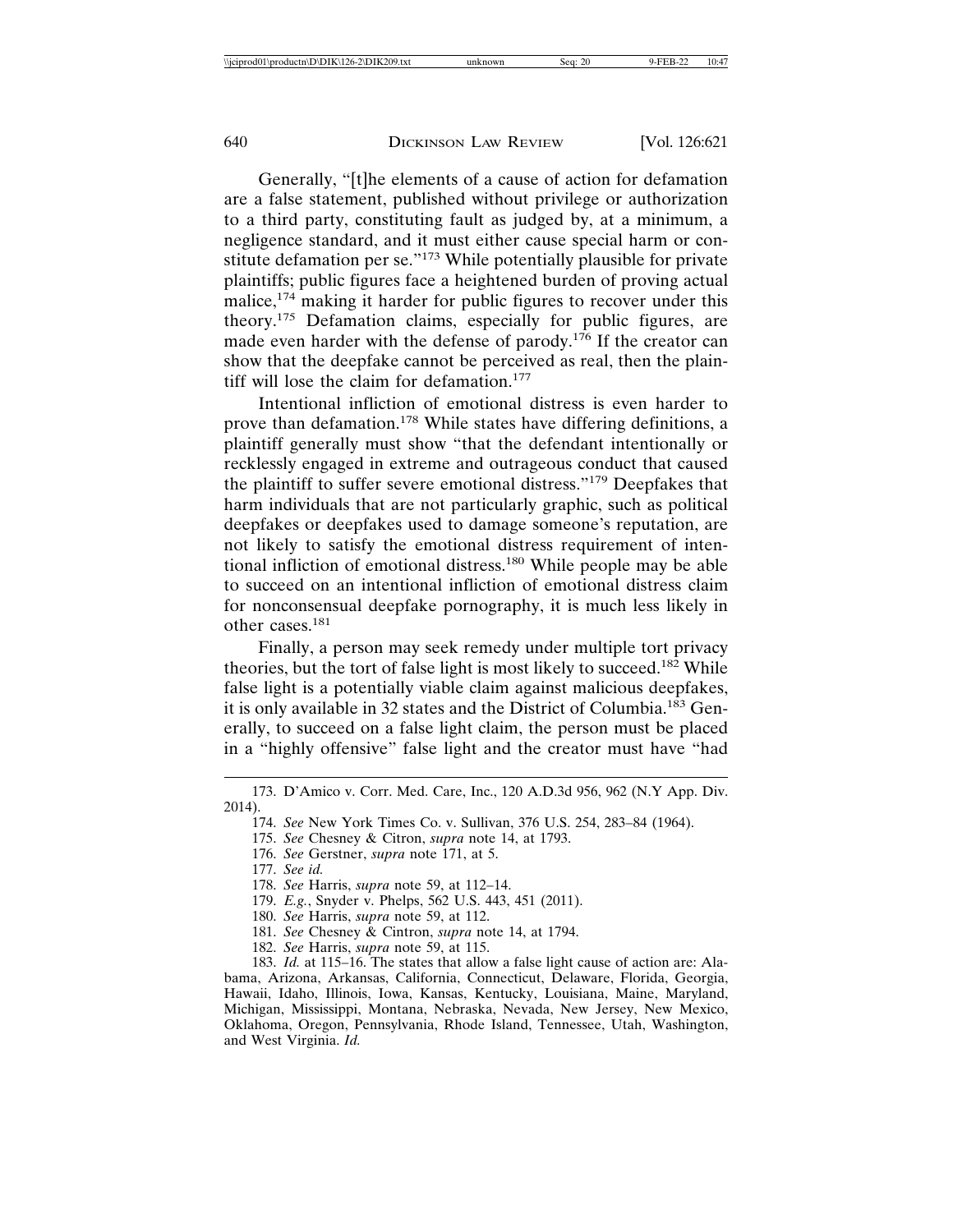Generally, "[t]he elements of a cause of action for defamation are a false statement, published without privilege or authorization to a third party, constituting fault as judged by, at a minimum, a negligence standard, and it must either cause special harm or constitute defamation per se."[173] While potentially plausible for private plaintiffs; public figures face a heightened burden of proving actual malice,[174] making it harder for public figures to recover under this theory.[175] Defamation claims, especially for public figures, are made even harder with the defense of parody.[176] If the creator can show that the deepfake cannot be perceived as real, then the plaintiff will lose the claim for defamation.[177]

Intentional infliction of emotional distress is even harder to prove than defamation.[178] While states have differing definitions, a plaintiff generally must show "that the defendant intentionally or recklessly engaged in extreme and outrageous conduct that caused the plaintiff to suffer severe emotional distress."[179] Deepfakes that harm individuals that are not particularly graphic, such as political deepfakes or deepfakes used to damage someone's reputation, are not likely to satisfy the emotional distress requirement of intentional infliction of emotional distress.[180] While people may be able to succeed on an intentional infliction of emotional distress claim for nonconsensual deepfake pornography, it is much less likely in other cases.[181]

Finally, a person may seek remedy under multiple tort privacy theories, but the tort of false light is most likely to succeed.[182] While false light is a potentially viable claim against malicious deepfakes, it is only available in 32 states and the District of Columbia.[183] Generally, to succeed on a false light claim, the person must be placed in a "highly offensive" false light and the creator must have "had

---

173. D'Amico v. Corr. Med. Care, Inc., 120 A.D.3d 956, 962 (N.Y App. Div. 2014).

174. *See* New York Times Co. v. Sullivan, 376 U.S. 254, 283–84 (1964).

175. *See* Chesney & Citron, *supra* note 14, at 1793.

176. *See* Gerstner, *supra* note 171, at 5.

177. *See id.*

178. *See* Harris, *supra* note 59, at 112–14.

179. *E.g.*, Snyder v. Phelps, 562 U.S. 443, 451 (2011).

180. *See* Harris, *supra* note 59, at 112.

181. *See* Chesney & Cintron, *supra* note 14, at 1794.

182. *See* Harris, *supra* note 59, at 115.

183. *Id.* at 115–16. The states that allow a false light cause of action are: Alabama, Arizona, Arkansas, California, Connecticut, Delaware, Florida, Georgia, Hawaii, Idaho, Illinois, Iowa, Kansas, Kentucky, Louisiana, Maine, Maryland, Michigan, Mississippi, Montana, Nebraska, Nevada, New Jersey, New Mexico, Oklahoma, Oregon, Pennsylvania, Rhode Island, Tennessee, Utah, Washington, and West Virginia. *Id.*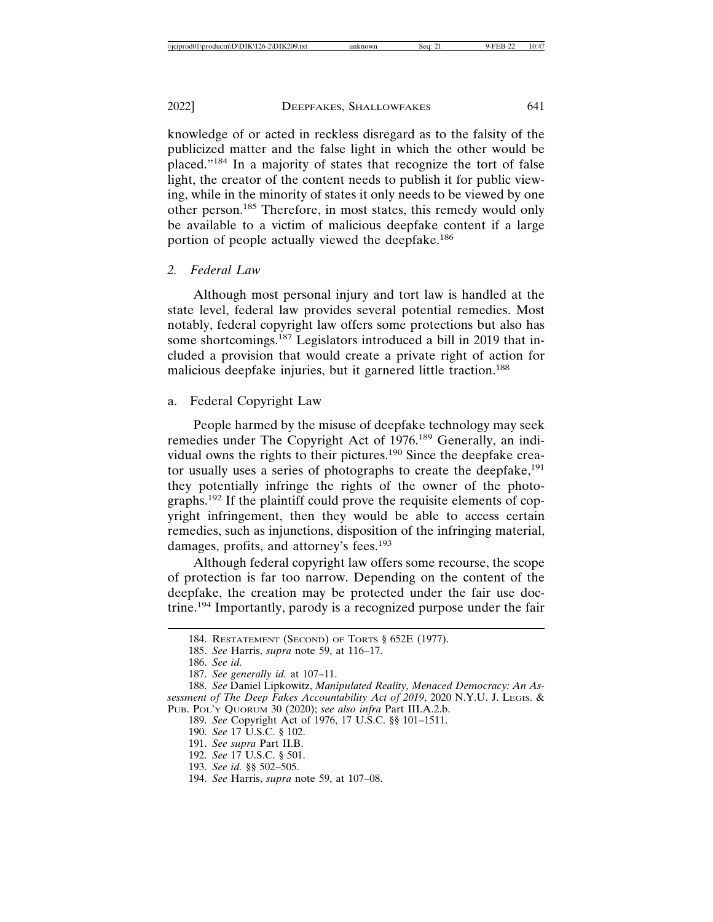knowledge of or acted in reckless disregard as to the falsity of the publicized matter and the false light in which the other would be placed."[184] In a majority of states that recognize the tort of false light, the creator of the content needs to publish it for public viewing, while in the minority of states it only needs to be viewed by one other person.[185] Therefore, in most states, this remedy would only be available to a victim of malicious deepfake content if a large portion of people actually viewed the deepfake.[186]

### 2. *Federal Law*

Although most personal injury and tort law is handled at the state level, federal law provides several potential remedies. Most notably, federal copyright law offers some protections but also has some shortcomings.[187] Legislators introduced a bill in 2019 that included a provision that would create a private right of action for malicious deepfake injuries, but it garnered little traction.[188]

#### a. Federal Copyright Law

People harmed by the misuse of deepfake technology may seek remedies under The Copyright Act of 1976.[189] Generally, an individual owns the rights to their pictures.[190] Since the deepfake creator usually uses a series of photographs to create the deepfake,[191] they potentially infringe the rights of the owner of the photographs.[192] If the plaintiff could prove the requisite elements of copyright infringement, then they would be able to access certain remedies, such as injunctions, disposition of the infringing material, damages, profits, and attorney's fees.[193]

Although federal copyright law offers some recourse, the scope of protection is far too narrow. Depending on the content of the deepfake, the creation may be protected under the fair use doctrine.[194] Importantly, parody is a recognized purpose under the fair

---

184. RESTATEMENT (SECOND) OF TORTS § 652E (1977).

185. *See* Harris, *supra* note 59, at 116–17.

186. *See id.*

187. *See generally id.* at 107–11.

188. *See* Daniel Lipkowitz, *Manipulated Reality, Menaced Democracy: An Assessment of The Deep Fakes Accountability Act of 2019*, 2020 N.Y.U. J. LEGIS. & PUB. POL'Y QUORUM 30 (2020); *see also infra* Part III.A.2.b.

189. *See* Copyright Act of 1976, 17 U.S.C. §§ 101–1511.

190. *See* 17 U.S.C. § 102.

191. *See supra* Part II.B.

192. *See* 17 U.S.C. § 501.

193. *See id.* §§ 502–505.

194. *See* Harris, *supra* note 59, at 107–08.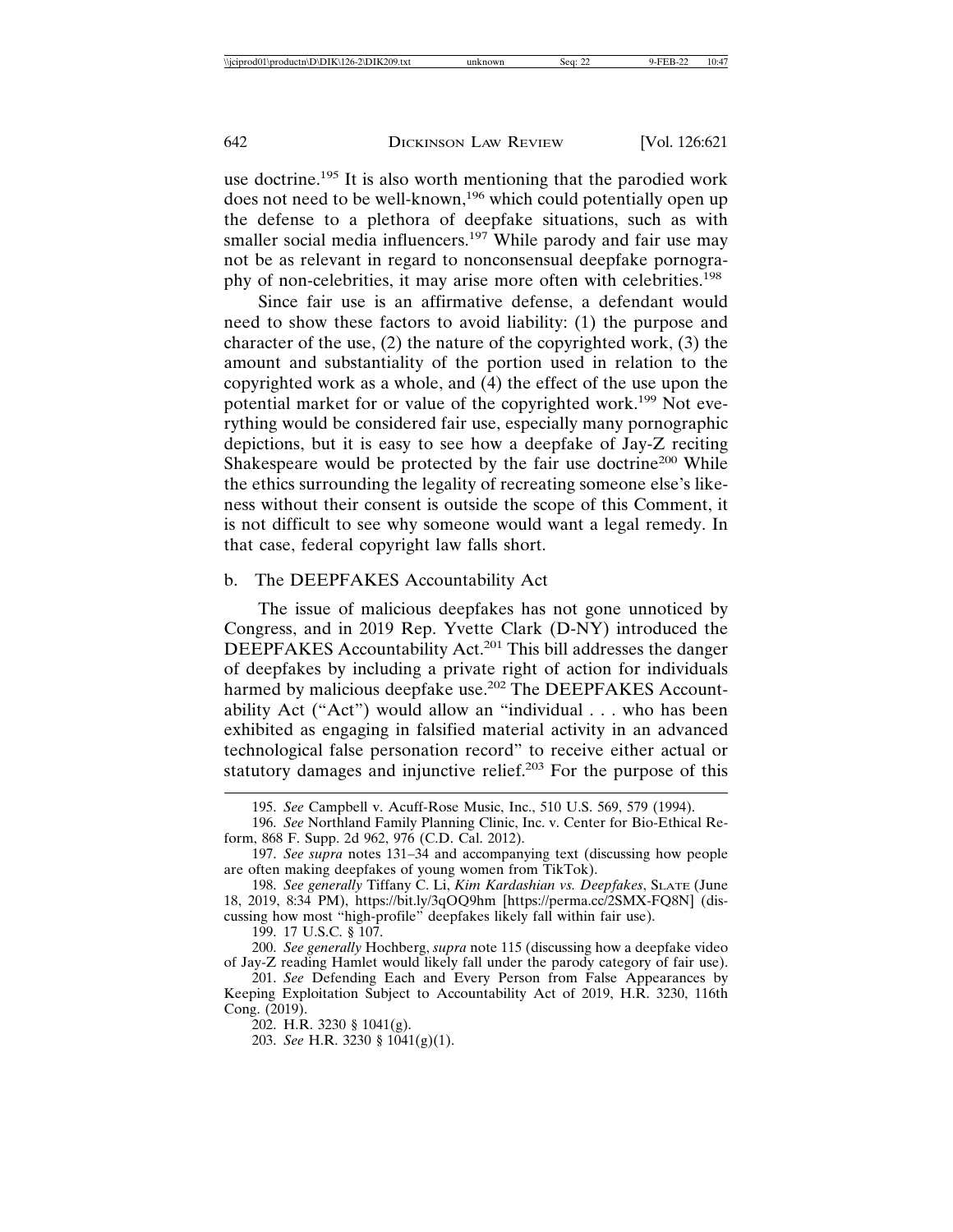use doctrine.[195] It is also worth mentioning that the parodied work does not need to be well-known,[196] which could potentially open up the defense to a plethora of deepfake situations, such as with smaller social media influencers.[197] While parody and fair use may not be as relevant in regard to nonconsensual deepfake pornography of non-celebrities, it may arise more often with celebrities.[198]

Since fair use is an affirmative defense, a defendant would need to show these factors to avoid liability: (1) the purpose and character of the use, (2) the nature of the copyrighted work, (3) the amount and substantiality of the portion used in relation to the copyrighted work as a whole, and (4) the effect of the use upon the potential market for or value of the copyrighted work.[199] Not everything would be considered fair use, especially many pornographic depictions, but it is easy to see how a deepfake of Jay-Z reciting Shakespeare would be protected by the fair use doctrine[200] While the ethics surrounding the legality of recreating someone else's likeness without their consent is outside the scope of this Comment, it is not difficult to see why someone would want a legal remedy. In that case, federal copyright law falls short.

### b. The DEEPFAKES Accountability Act

The issue of malicious deepfakes has not gone unnoticed by Congress, and in 2019 Rep. Yvette Clark (D-NY) introduced the DEEPFAKES Accountability Act.[201] This bill addresses the danger of deepfakes by including a private right of action for individuals harmed by malicious deepfake use.[202] The DEEPFAKES Accountability Act ("Act") would allow an "individual . . . who has been exhibited as engaging in falsified material activity in an advanced technological false personation record" to receive either actual or statutory damages and injunctive relief.[203] For the purpose of this

---

195. *See* Campbell v. Acuff-Rose Music, Inc., 510 U.S. 569, 579 (1994).

196. *See* Northland Family Planning Clinic, Inc. v. Center for Bio-Ethical Reform, 868 F. Supp. 2d 962, 976 (C.D. Cal. 2012).

197. *See supra* notes 131–34 and accompanying text (discussing how people are often making deepfakes of young women from TikTok).

198. *See generally* Tiffany C. Li, *Kim Kardashian vs. Deepfakes*, SLATE (June 18, 2019, 8:34 PM), https://bit.ly/3qOQ9hm [https://perma.cc/2SMX-FQ8N] (discussing how most "high-profile" deepfakes likely fall within fair use).

199. 17 U.S.C. § 107.

200. *See generally* Hochberg, *supra* note 115 (discussing how a deepfake video of Jay-Z reading Hamlet would likely fall under the parody category of fair use).

201. *See* Defending Each and Every Person from False Appearances by Keeping Exploitation Subject to Accountability Act of 2019, H.R. 3230, 116th Cong. (2019).

202. H.R. 3230 § 1041(g).

203. *See* H.R. 3230 § 1041(g)(1).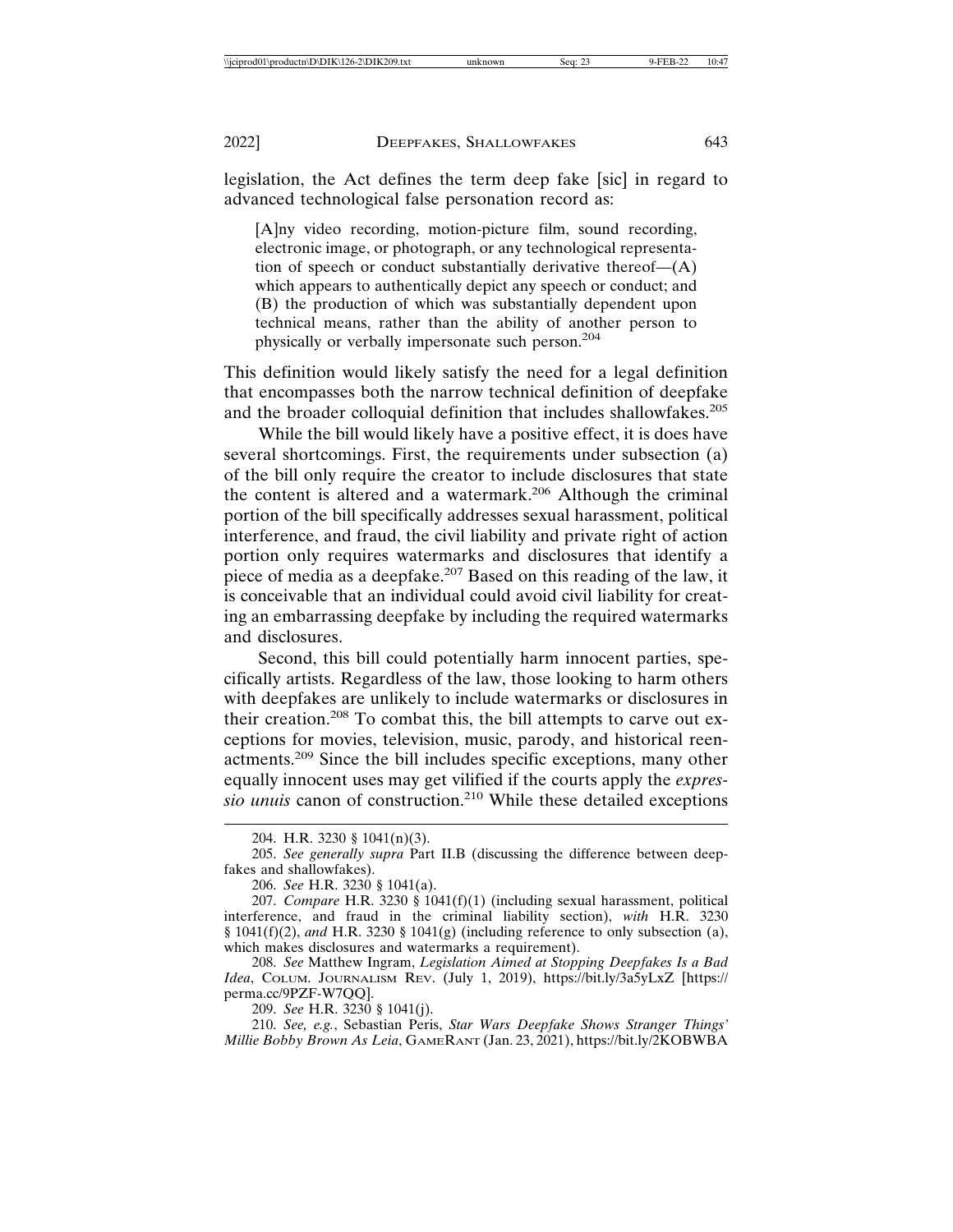legislation, the Act defines the term deep fake [sic] in regard to advanced technological false personation record as:

> [A]ny video recording, motion-picture film, sound recording, electronic image, or photograph, or any technological representation of speech or conduct substantially derivative thereof—(A) which appears to authentically depict any speech or conduct; and (B) the production of which was substantially dependent upon technical means, rather than the ability of another person to physically or verbally impersonate such person.[204]

This definition would likely satisfy the need for a legal definition that encompasses both the narrow technical definition of deepfake and the broader colloquial definition that includes shallowfakes.[205]

While the bill would likely have a positive effect, it is does have several shortcomings. First, the requirements under subsection (a) of the bill only require the creator to include disclosures that state the content is altered and a watermark.[206] Although the criminal portion of the bill specifically addresses sexual harassment, political interference, and fraud, the civil liability and private right of action portion only requires watermarks and disclosures that identify a piece of media as a deepfake.[207] Based on this reading of the law, it is conceivable that an individual could avoid civil liability for creating an embarrassing deepfake by including the required watermarks and disclosures.

Second, this bill could potentially harm innocent parties, specifically artists. Regardless of the law, those looking to harm others with deepfakes are unlikely to include watermarks or disclosures in their creation.[208] To combat this, the bill attempts to carve out exceptions for movies, television, music, parody, and historical reenactments.[209] Since the bill includes specific exceptions, many other equally innocent uses may get vilified if the courts apply the *expressio unuis* canon of construction.[210] While these detailed exceptions

---

204. H.R. 3230 § 1041(n)(3).

205. *See generally supra* Part II.B (discussing the difference between deepfakes and shallowfakes).

206. *See* H.R. 3230 § 1041(a).

207. *Compare* H.R. 3230 § 1041(f)(1) (including sexual harassment, political interference, and fraud in the criminal liability section), *with* H.R. 3230 § 1041(f)(2), *and* H.R. 3230 § 1041(g) (including reference to only subsection (a), which makes disclosures and watermarks a requirement).

208. *See* Matthew Ingram, *Legislation Aimed at Stopping Deepfakes Is a Bad Idea*, COLUM. JOURNALISM REV. (July 1, 2019), https://bit.ly/3a5yLxZ [https://perma.cc/9PZF-W7QQ].

209. *See* H.R. 3230 § 1041(j).

210. *See, e.g.*, Sebastian Peris, *Star Wars Deepfake Shows Stranger Things' Millie Bobby Brown As Leia*, GAMERANT (Jan. 23, 2021), https://bit.ly/2KOBWBA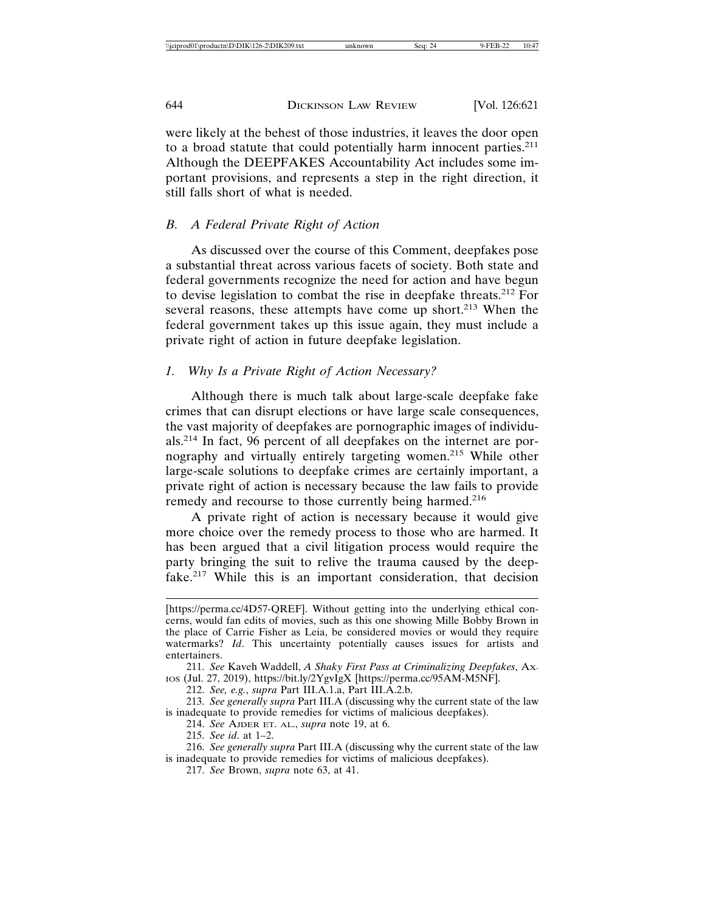were likely at the behest of those industries, it leaves the door open to a broad statute that could potentially harm innocent parties.[211] Although the DEEPFAKES Accountability Act includes some important provisions, and represents a step in the right direction, it still falls short of what is needed.

### *B. A Federal Private Right of Action*

As discussed over the course of this Comment, deepfakes pose a substantial threat across various facets of society. Both state and federal governments recognize the need for action and have begun to devise legislation to combat the rise in deepfake threats.[212] For several reasons, these attempts have come up short.[213] When the federal government takes up this issue again, they must include a private right of action in future deepfake legislation.

#### *1. Why Is a Private Right of Action Necessary?*

Although there is much talk about large-scale deepfake fake crimes that can disrupt elections or have large scale consequences, the vast majority of deepfakes are pornographic images of individuals.[214] In fact, 96 percent of all deepfakes on the internet are pornography and virtually entirely targeting women.[215] While other large-scale solutions to deepfake crimes are certainly important, a private right of action is necessary because the law fails to provide remedy and recourse to those currently being harmed.[216]

A private right of action is necessary because it would give more choice over the remedy process to those who are harmed. It has been argued that a civil litigation process would require the party bringing the suit to relive the trauma caused by the deepfake.[217] While this is an important consideration, that decision

---

[https://perma.cc/4D57-QREF]. Without getting into the underlying ethical concerns, would fan edits of movies, such as this one showing Mille Bobby Brown in the place of Carrie Fisher as Leia, be considered movies or would they require watermarks? *Id*. This uncertainty potentially causes issues for artists and entertainers.

211. *See* Kaveh Waddell, *A Shaky First Pass at Criminalizing Deepfakes*, AXIOS (Jul. 27, 2019), https://bit.ly/2YgvIgX [https://perma.cc/95AM-M5NF].

212. *See, e.g.*, *supra* Part III.A.1.a, Part III.A.2.b.

213. *See generally supra* Part III.A (discussing why the current state of the law is inadequate to provide remedies for victims of malicious deepfakes).

214. *See* AJDER ET. AL., *supra* note 19, at 6.

215. *See id*. at 1–2.

216. *See generally supra* Part III.A (discussing why the current state of the law is inadequate to provide remedies for victims of malicious deepfakes).

217. *See* Brown, *supra* note 63, at 41.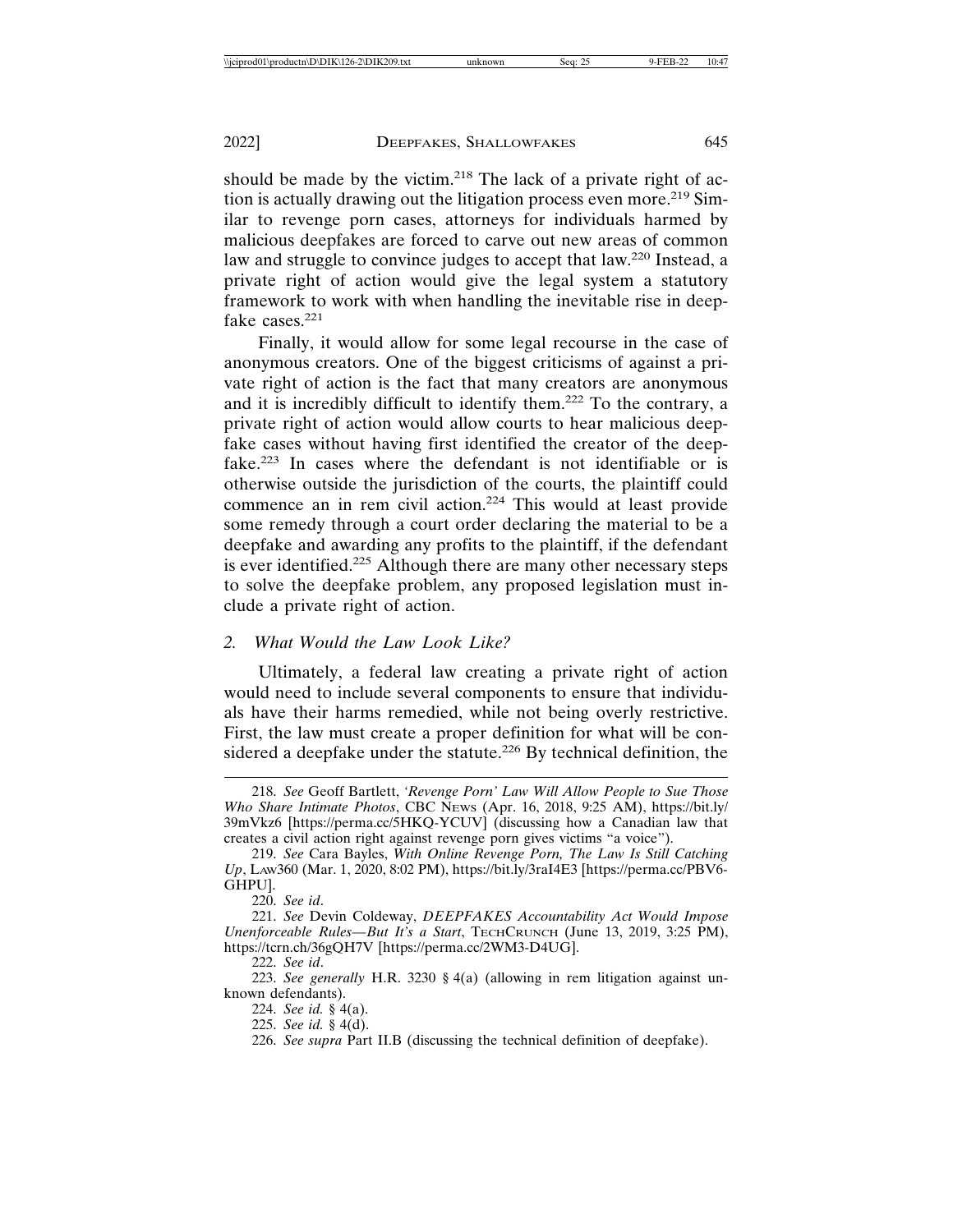should be made by the victim.[218] The lack of a private right of action is actually drawing out the litigation process even more.[219] Similar to revenge porn cases, attorneys for individuals harmed by malicious deepfakes are forced to carve out new areas of common law and struggle to convince judges to accept that law.[220] Instead, a private right of action would give the legal system a statutory framework to work with when handling the inevitable rise in deepfake cases.[221]

Finally, it would allow for some legal recourse in the case of anonymous creators. One of the biggest criticisms of against a private right of action is the fact that many creators are anonymous and it is incredibly difficult to identify them.[222] To the contrary, a private right of action would allow courts to hear malicious deepfake cases without having first identified the creator of the deepfake.[223] In cases where the defendant is not identifiable or is otherwise outside the jurisdiction of the courts, the plaintiff could commence an in rem civil action.[224] This would at least provide some remedy through a court order declaring the material to be a deepfake and awarding any profits to the plaintiff, if the defendant is ever identified.[225] Although there are many other necessary steps to solve the deepfake problem, any proposed legislation must include a private right of action.

### *2. What Would the Law Look Like?*

Ultimately, a federal law creating a private right of action would need to include several components to ensure that individuals have their harms remedied, while not being overly restrictive. First, the law must create a proper definition for what will be considered a deepfake under the statute.[226] By technical definition, the

---

218. *See* Geoff Bartlett, *'Revenge Porn' Law Will Allow People to Sue Those Who Share Intimate Photos*, CBC NEWS (Apr. 16, 2018, 9:25 AM), https://bit.ly/39mVkz6 [https://perma.cc/5HKQ-YCUV] (discussing how a Canadian law that creates a civil action right against revenge porn gives victims "a voice").

219. *See* Cara Bayles, *With Online Revenge Porn, The Law Is Still Catching Up*, LAW360 (Mar. 1, 2020, 8:02 PM), https://bit.ly/3raI4E3 [https://perma.cc/PBV6-GHPU].

220. *See id*.

221. *See* Devin Coldeway, *DEEPFAKES Accountability Act Would Impose Unenforceable Rules—But It's a Start*, TECHCRUNCH (June 13, 2019, 3:25 PM), https://tcrn.ch/36gQH7V [https://perma.cc/2WM3-D4UG].

222. *See id*.

223. *See generally* H.R. 3230 § 4(a) (allowing in rem litigation against unknown defendants).

224. *See id.* § 4(a).

225. *See id.* § 4(d).

226. *See supra* Part II.B (discussing the technical definition of deepfake).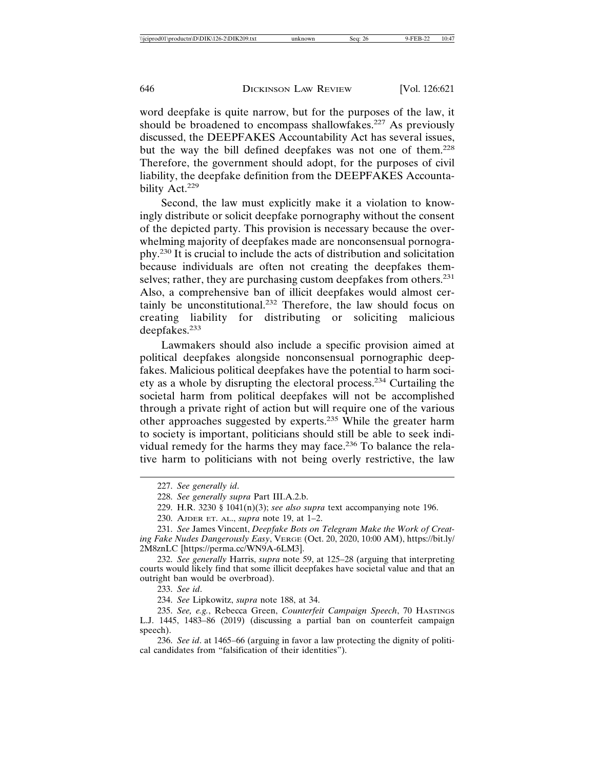word deepfake is quite narrow, but for the purposes of the law, it should be broadened to encompass shallowfakes.[227] As previously discussed, the DEEPFAKES Accountability Act has several issues, but the way the bill defined deepfakes was not one of them.[228] Therefore, the government should adopt, for the purposes of civil liability, the deepfake definition from the DEEPFAKES Accountability Act.[229]

Second, the law must explicitly make it a violation to knowingly distribute or solicit deepfake pornography without the consent of the depicted party. This provision is necessary because the overwhelming majority of deepfakes made are nonconsensual pornography.[230] It is crucial to include the acts of distribution and solicitation because individuals are often not creating the deepfakes themselves; rather, they are purchasing custom deepfakes from others.[231] Also, a comprehensive ban of illicit deepfakes would almost certainly be unconstitutional.[232] Therefore, the law should focus on creating liability for distributing or soliciting malicious deepfakes.[233]

Lawmakers should also include a specific provision aimed at political deepfakes alongside nonconsensual pornographic deepfakes. Malicious political deepfakes have the potential to harm society as a whole by disrupting the electoral process.[234] Curtailing the societal harm from political deepfakes will not be accomplished through a private right of action but will require one of the various other approaches suggested by experts.[235] While the greater harm to society is important, politicians should still be able to seek individual remedy for the harms they may face.[236] To balance the relative harm to politicians with not being overly restrictive, the law

---

227. *See generally id*.

228. *See generally supra* Part III.A.2.b.

229. H.R. 3230 § 1041(n)(3); *see also supra* text accompanying note 196.

230. AJDER ET. AL., *supra* note 19, at 1–2.

231. *See* James Vincent, *Deepfake Bots on Telegram Make the Work of Creating Fake Nudes Dangerously Easy*, VERGE (Oct. 20, 2020, 10:00 AM), https://bit.ly/2M8znLC [https://perma.cc/WN9A-6LM3].

232. *See generally* Harris, *supra* note 59, at 125–28 (arguing that interpreting courts would likely find that some illicit deepfakes have societal value and that an outright ban would be overbroad).

233. *See id*.

234. *See* Lipkowitz, *supra* note 188, at 34.

235. *See, e.g.*, Rebecca Green, *Counterfeit Campaign Speech*, 70 HASTINGS L.J. 1445, 1483–86 (2019) (discussing a partial ban on counterfeit campaign speech).

236. *See id*. at 1465–66 (arguing in favor a law protecting the dignity of political candidates from "falsification of their identities").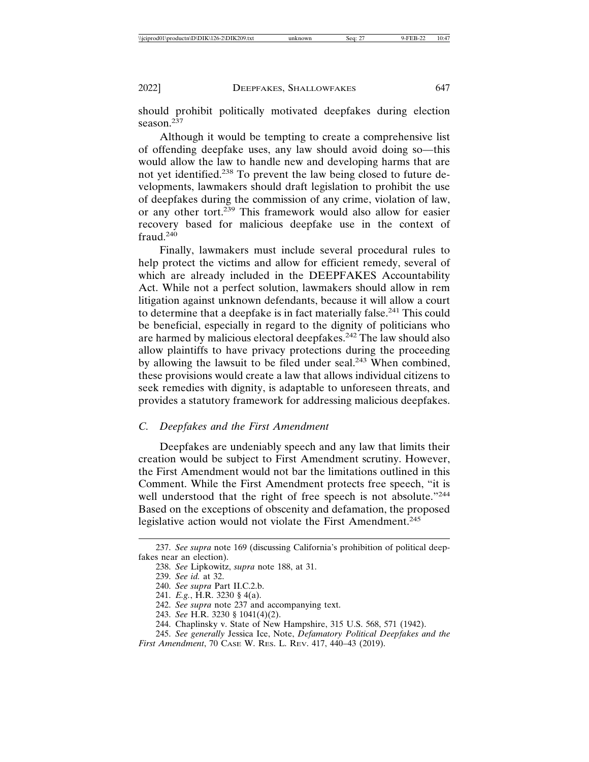should prohibit politically motivated deepfakes during election season.[237]

Although it would be tempting to create a comprehensive list of offending deepfake uses, any law should avoid doing so—this would allow the law to handle new and developing harms that are not yet identified.[238] To prevent the law being closed to future developments, lawmakers should draft legislation to prohibit the use of deepfakes during the commission of any crime, violation of law, or any other tort.[239] This framework would also allow for easier recovery based for malicious deepfake use in the context of fraud.[240]

Finally, lawmakers must include several procedural rules to help protect the victims and allow for efficient remedy, several of which are already included in the DEEPFAKES Accountability Act. While not a perfect solution, lawmakers should allow in rem litigation against unknown defendants, because it will allow a court to determine that a deepfake is in fact materially false.[241] This could be beneficial, especially in regard to the dignity of politicians who are harmed by malicious electoral deepfakes.[242] The law should also allow plaintiffs to have privacy protections during the proceeding by allowing the lawsuit to be filed under seal.[243] When combined, these provisions would create a law that allows individual citizens to seek remedies with dignity, is adaptable to unforeseen threats, and provides a statutory framework for addressing malicious deepfakes.

### *C. Deepfakes and the First Amendment*

Deepfakes are undeniably speech and any law that limits their creation would be subject to First Amendment scrutiny. However, the First Amendment would not bar the limitations outlined in this Comment. While the First Amendment protects free speech, "it is well understood that the right of free speech is not absolute."[244] Based on the exceptions of obscenity and defamation, the proposed legislative action would not violate the First Amendment.[245]

---

237. *See supra* note 169 (discussing California's prohibition of political deepfakes near an election).

238. *See* Lipkowitz, *supra* note 188, at 31.

239. *See id.* at 32.

240. *See supra* Part II.C.2.b.

241. *E.g.*, H.R. 3230 § 4(a).

242. *See supra* note 237 and accompanying text.

243. *See* H.R. 3230 § 1041(4)(2).

244. Chaplinsky v. State of New Hampshire, 315 U.S. 568, 571 (1942).

245. *See generally* Jessica Ice, Note, *Defamatory Political Deepfakes and the First Amendment*, 70 Case W. Res. L. Rev. 417, 440–43 (2019).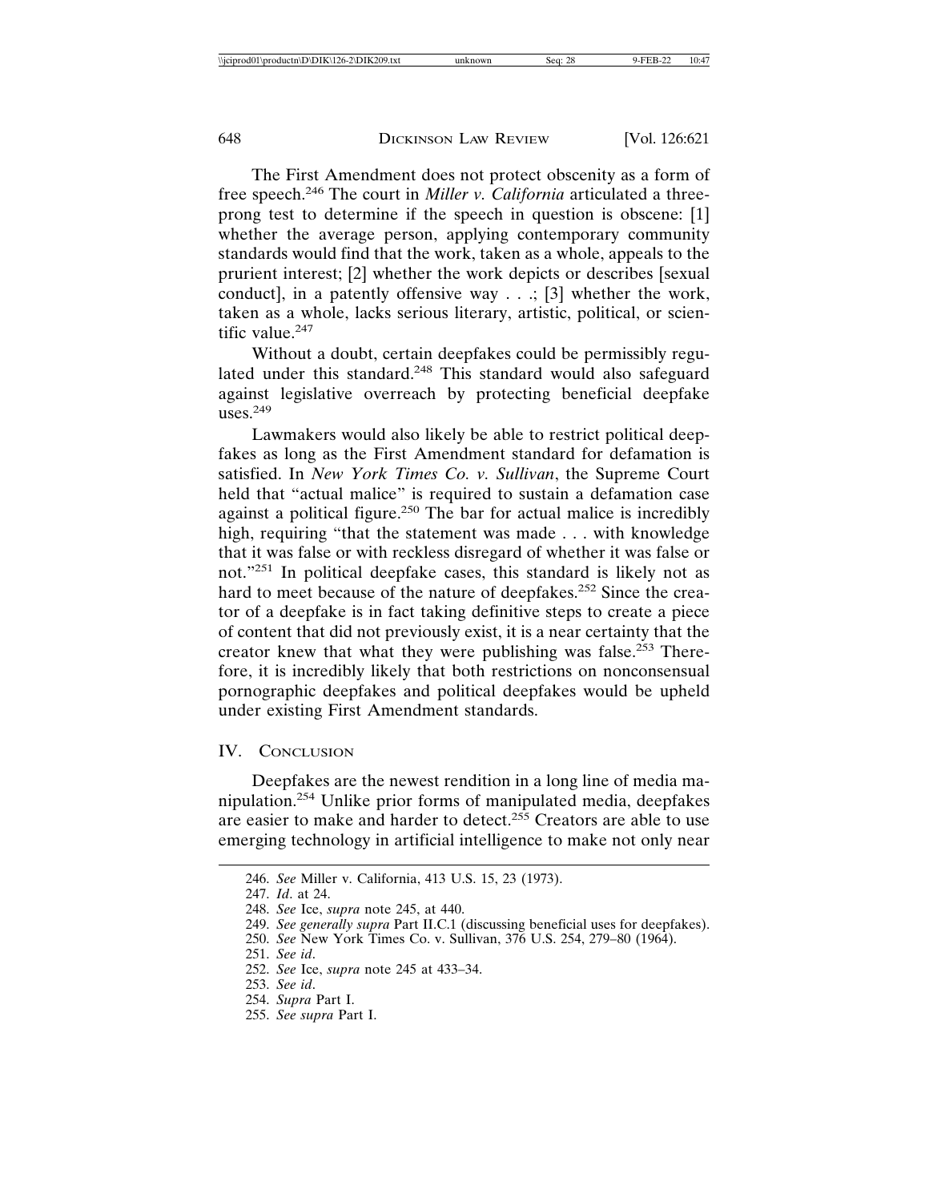The First Amendment does not protect obscenity as a form of free speech.[246] The court in *Miller v. California* articulated a three-prong test to determine if the speech in question is obscene: [1] whether the average person, applying contemporary community standards would find that the work, taken as a whole, appeals to the prurient interest; [2] whether the work depicts or describes [sexual conduct], in a patently offensive way . . .; [3] whether the work, taken as a whole, lacks serious literary, artistic, political, or scientific value.[247]

Without a doubt, certain deepfakes could be permissibly regulated under this standard.[248] This standard would also safeguard against legislative overreach by protecting beneficial deepfake uses.[249]

Lawmakers would also likely be able to restrict political deepfakes as long as the First Amendment standard for defamation is satisfied. In *New York Times Co. v. Sullivan*, the Supreme Court held that "actual malice" is required to sustain a defamation case against a political figure.[250] The bar for actual malice is incredibly high, requiring "that the statement was made . . . with knowledge that it was false or with reckless disregard of whether it was false or not."[251] In political deepfake cases, this standard is likely not as hard to meet because of the nature of deepfakes.[252] Since the creator of a deepfake is in fact taking definitive steps to create a piece of content that did not previously exist, it is a near certainty that the creator knew that what they were publishing was false.[253] Therefore, it is incredibly likely that both restrictions on nonconsensual pornographic deepfakes and political deepfakes would be upheld under existing First Amendment standards.

## IV. Conclusion

Deepfakes are the newest rendition in a long line of media manipulation.[254] Unlike prior forms of manipulated media, deepfakes are easier to make and harder to detect.[255] Creators are able to use emerging technology in artificial intelligence to make not only near

---

246. *See* Miller v. California, 413 U.S. 15, 23 (1973).
247. *Id*. at 24.
248. *See* Ice, *supra* note 245, at 440.
249. *See generally supra* Part II.C.1 (discussing beneficial uses for deepfakes).
250. *See* New York Times Co. v. Sullivan, 376 U.S. 254, 279–80 (1964).
251. *See id*.
252. *See* Ice, *supra* note 245 at 433–34.
253. *See id*.
254. *Supra* Part I.
255. *See supra* Part I.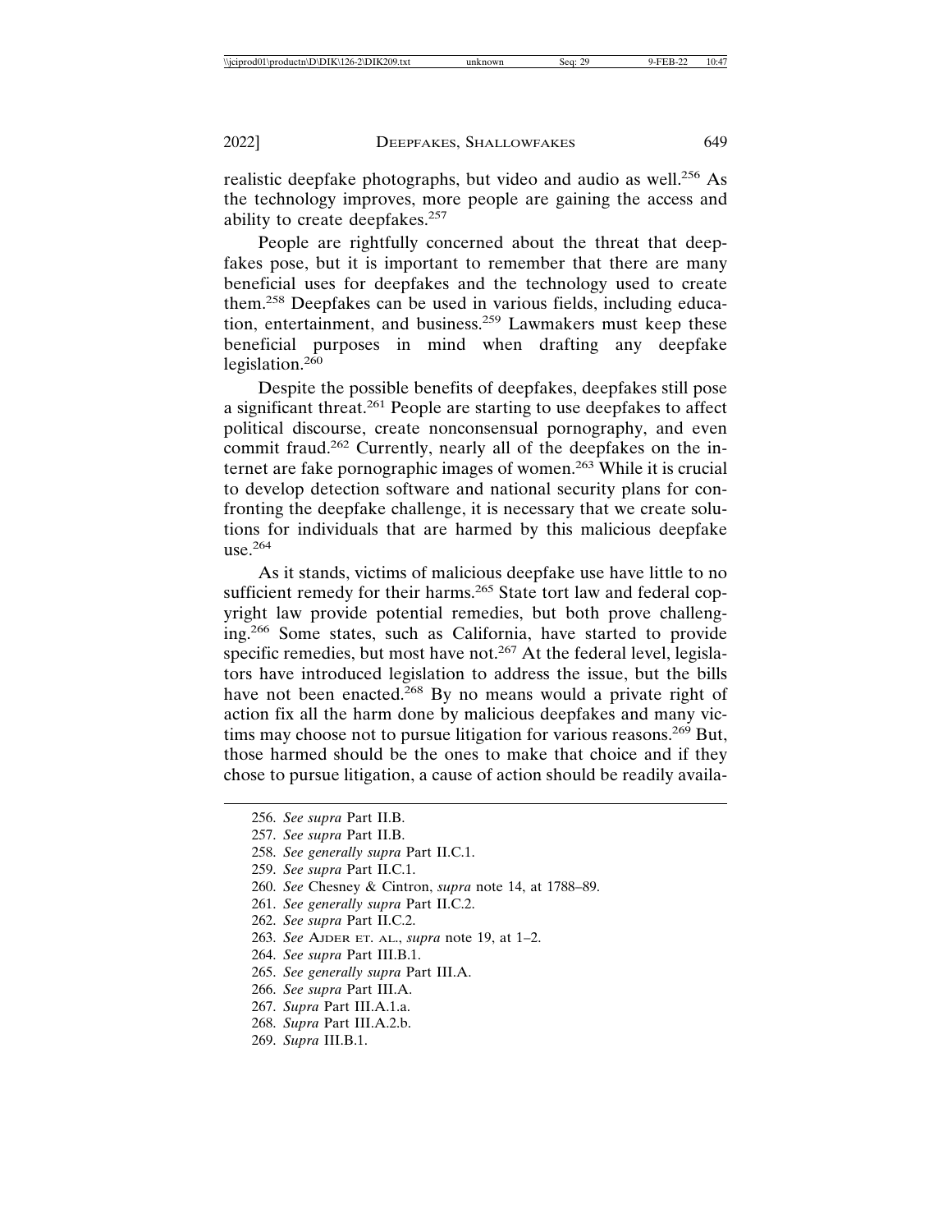realistic deepfake photographs, but video and audio as well.[256] As the technology improves, more people are gaining the access and ability to create deepfakes.[257]

People are rightfully concerned about the threat that deepfakes pose, but it is important to remember that there are many beneficial uses for deepfakes and the technology used to create them.[258] Deepfakes can be used in various fields, including education, entertainment, and business.[259] Lawmakers must keep these beneficial purposes in mind when drafting any deepfake legislation.[260]

Despite the possible benefits of deepfakes, deepfakes still pose a significant threat.[261] People are starting to use deepfakes to affect political discourse, create nonconsensual pornography, and even commit fraud.[262] Currently, nearly all of the deepfakes on the internet are fake pornographic images of women.[263] While it is crucial to develop detection software and national security plans for confronting the deepfake challenge, it is necessary that we create solutions for individuals that are harmed by this malicious deepfake use.[264]

As it stands, victims of malicious deepfake use have little to no sufficient remedy for their harms.[265] State tort law and federal copyright law provide potential remedies, but both prove challenging.[266] Some states, such as California, have started to provide specific remedies, but most have not.[267] At the federal level, legislators have introduced legislation to address the issue, but the bills have not been enacted.[268] By no means would a private right of action fix all the harm done by malicious deepfakes and many victims may choose not to pursue litigation for various reasons.[269] But, those harmed should be the ones to make that choice and if they chose to pursue litigation, a cause of action should be readily availa-

256. *See supra* Part II.B.
257. *See supra* Part II.B.
258. *See generally supra* Part II.C.1.
259. *See supra* Part II.C.1.
260. *See* Chesney & Cintron, *supra* note 14, at 1788–89.
261. *See generally supra* Part II.C.2.
262. *See supra* Part II.C.2.
263. *See* Ajder et al., *supra* note 19, at 1–2.
264. *See supra* Part III.B.1.
265. *See generally supra* Part III.A.
266. *See supra* Part III.A.
267. *Supra* Part III.A.1.a.
268. *Supra* Part III.A.2.b.
269. *Supra* III.B.1.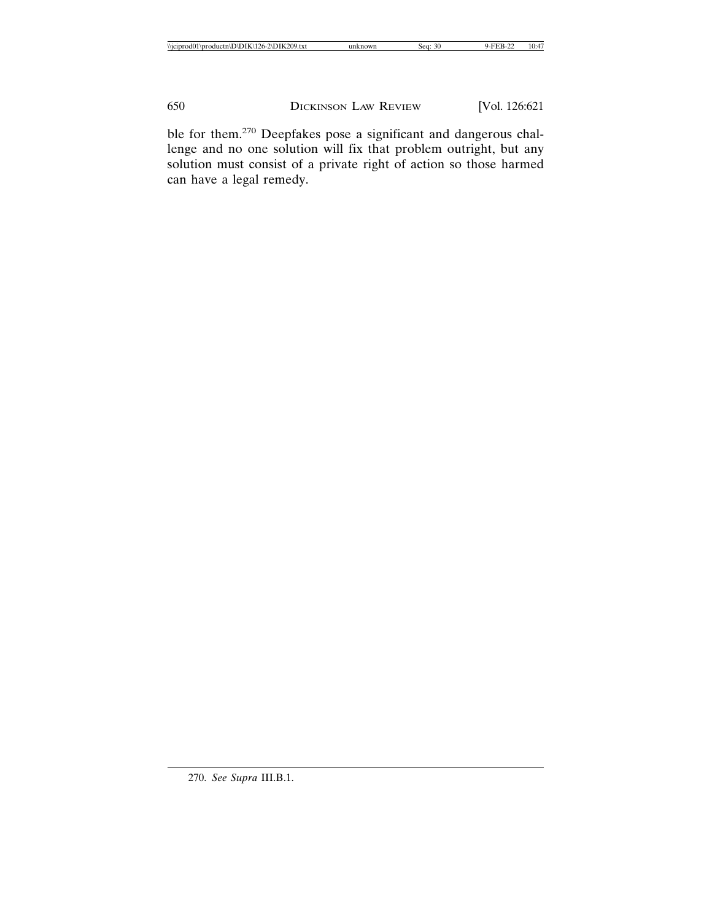ble for them.[270] Deepfakes pose a significant and dangerous challenge and no one solution will fix that problem outright, but any solution must consist of a private right of action so those harmed can have a legal remedy.

---

270. *See Supra* III.B.1.